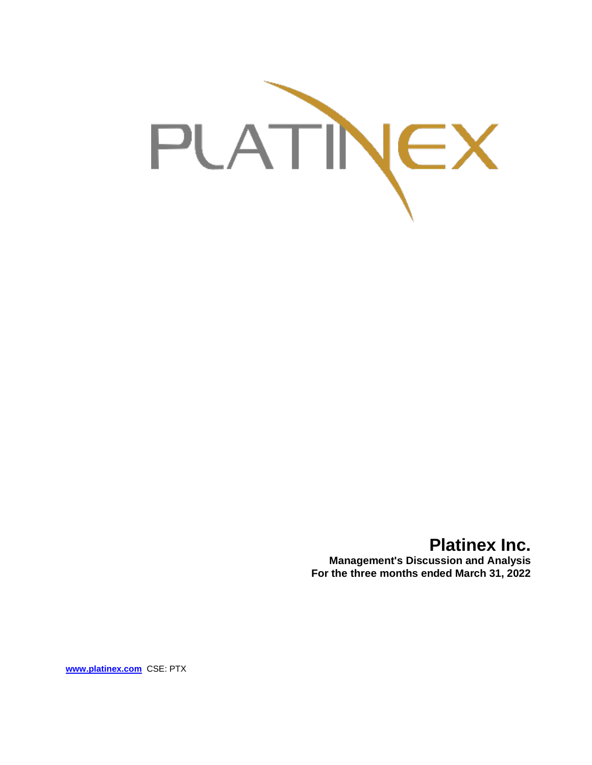# Platinex Inc.

**Management's Discussion and Analysis**
**For the three months ended March 31, 2022**

**[www.platinex.com](http://www.platinex.com)** CSE: PTX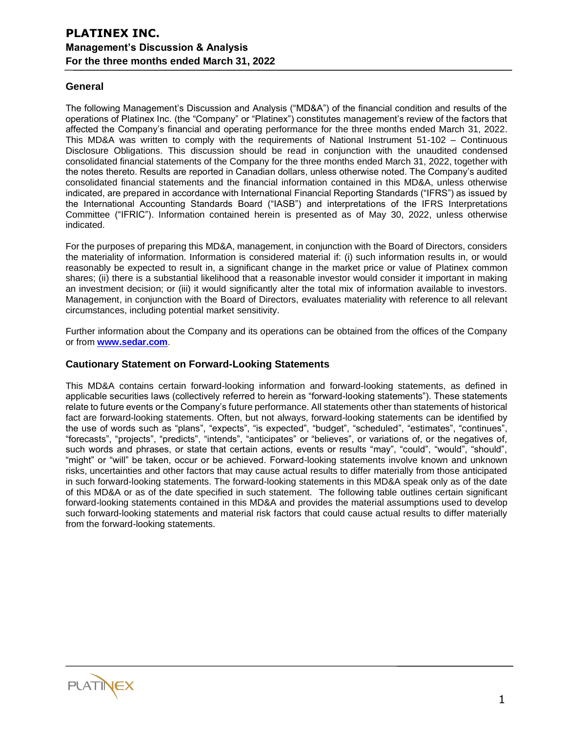## General

The following Management's Discussion and Analysis ("MD&A") of the financial condition and results of the operations of Platinex Inc. (the "Company" or "Platinex") constitutes management's review of the factors that affected the Company's financial and operating performance for the three months ended March 31, 2022. This MD&A was written to comply with the requirements of National Instrument 51-102 – Continuous Disclosure Obligations. This discussion should be read in conjunction with the unaudited condensed consolidated financial statements of the Company for the three months ended March 31, 2022, together with the notes thereto. Results are reported in Canadian dollars, unless otherwise noted. The Company's audited consolidated financial statements and the financial information contained in this MD&A, unless otherwise indicated, are prepared in accordance with International Financial Reporting Standards ("IFRS") as issued by the International Accounting Standards Board ("IASB") and interpretations of the IFRS Interpretations Committee ("IFRIC"). Information contained herein is presented as of May 30, 2022, unless otherwise indicated.

For the purposes of preparing this MD&A, management, in conjunction with the Board of Directors, considers the materiality of information. Information is considered material if: (i) such information results in, or would reasonably be expected to result in, a significant change in the market price or value of Platinex common shares; (ii) there is a substantial likelihood that a reasonable investor would consider it important in making an investment decision; or (iii) it would significantly alter the total mix of information available to investors. Management, in conjunction with the Board of Directors, evaluates materiality with reference to all relevant circumstances, including potential market sensitivity.

Further information about the Company and its operations can be obtained from the offices of the Company or from **www.sedar.com**.

## Cautionary Statement on Forward-Looking Statements

This MD&A contains certain forward-looking information and forward-looking statements, as defined in applicable securities laws (collectively referred to herein as "forward-looking statements"). These statements relate to future events or the Company's future performance. All statements other than statements of historical fact are forward-looking statements. Often, but not always, forward-looking statements can be identified by the use of words such as "plans", "expects", "is expected", "budget", "scheduled", "estimates", "continues", "forecasts", "projects", "predicts", "intends", "anticipates" or "believes", or variations of, or the negatives of, such words and phrases, or state that certain actions, events or results "may", "could", "would", "should", "might" or "will" be taken, occur or be achieved. Forward-looking statements involve known and unknown risks, uncertainties and other factors that may cause actual results to differ materially from those anticipated in such forward-looking statements. The forward-looking statements in this MD&A speak only as of the date of this MD&A or as of the date specified in such statement. The following table outlines certain significant forward-looking statements contained in this MD&A and provides the material assumptions used to develop such forward-looking statements and material risk factors that could cause actual results to differ materially from the forward-looking statements.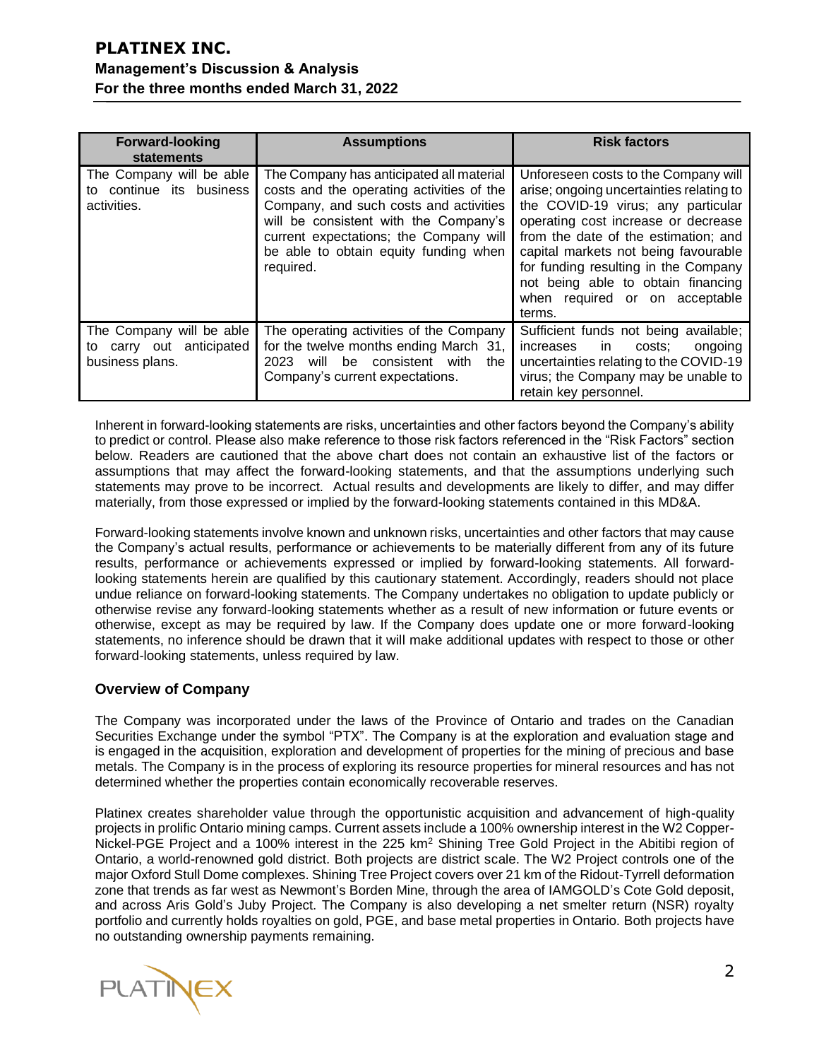| Forward-looking statements | Assumptions | Risk factors |
| --- | --- | --- |
| The Company will be able to continue its business activities. | The Company has anticipated all material costs and the operating activities of the Company, and such costs and activities will be consistent with the Company's current expectations; the Company will be able to obtain equity funding when required. | Unforeseen costs to the Company will arise; ongoing uncertainties relating to the COVID-19 virus; any particular operating cost increase or decrease from the date of the estimation; and capital markets not being favourable for funding resulting in the Company not being able to obtain financing when required or on acceptable terms. |
| The Company will be able to carry out anticipated business plans. | The operating activities of the Company for the twelve months ending March 31, 2023 will be consistent with the Company's current expectations. | Sufficient funds not being available; increases in costs; ongoing uncertainties relating to the COVID-19 virus; the Company may be unable to retain key personnel. |

Inherent in forward-looking statements are risks, uncertainties and other factors beyond the Company's ability to predict or control. Please also make reference to those risk factors referenced in the "Risk Factors" section below. Readers are cautioned that the above chart does not contain an exhaustive list of the factors or assumptions that may affect the forward-looking statements, and that the assumptions underlying such statements may prove to be incorrect. Actual results and developments are likely to differ, and may differ materially, from those expressed or implied by the forward-looking statements contained in this MD&A.

Forward-looking statements involve known and unknown risks, uncertainties and other factors that may cause the Company's actual results, performance or achievements to be materially different from any of its future results, performance or achievements expressed or implied by forward-looking statements. All forward-looking statements herein are qualified by this cautionary statement. Accordingly, readers should not place undue reliance on forward-looking statements. The Company undertakes no obligation to update publicly or otherwise revise any forward-looking statements whether as a result of new information or future events or otherwise, except as may be required by law. If the Company does update one or more forward-looking statements, no inference should be drawn that it will make additional updates with respect to those or other forward-looking statements, unless required by law.

## Overview of Company

The Company was incorporated under the laws of the Province of Ontario and trades on the Canadian Securities Exchange under the symbol "PTX". The Company is at the exploration and evaluation stage and is engaged in the acquisition, exploration and development of properties for the mining of precious and base metals. The Company is in the process of exploring its resource properties for mineral resources and has not determined whether the properties contain economically recoverable reserves.

Platinex creates shareholder value through the opportunistic acquisition and advancement of high-quality projects in prolific Ontario mining camps. Current assets include a 100% ownership interest in the W2 Copper-Nickel-PGE Project and a 100% interest in the 225 $km^2$ Shining Tree Gold Project in the Abitibi region of Ontario, a world-renowned gold district. Both projects are district scale. The W2 Project controls one of the major Oxford Stull Dome complexes. Shining Tree Project covers over 21 km of the Ridout-Tyrrell deformation zone that trends as far west as Newmont's Borden Mine, through the area of IAMGOLD's Cote Gold deposit, and across Aris Gold's Juby Project. The Company is also developing a net smelter return (NSR) royalty portfolio and currently holds royalties on gold, PGE, and base metal properties in Ontario. Both projects have no outstanding ownership payments remaining.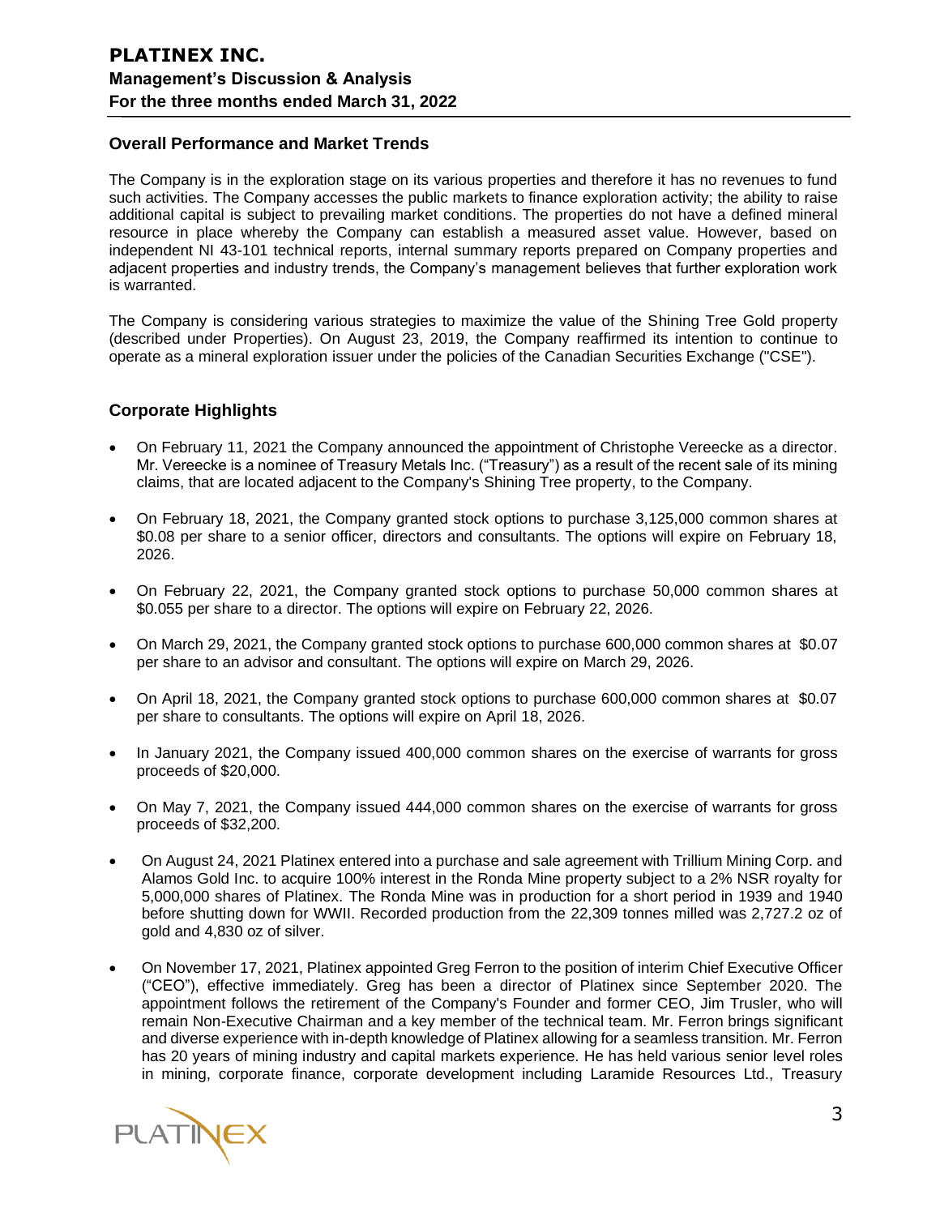## Overall Performance and Market Trends

The Company is in the exploration stage on its various properties and therefore it has no revenues to fund such activities. The Company accesses the public markets to finance exploration activity; the ability to raise additional capital is subject to prevailing market conditions. The properties do not have a defined mineral resource in place whereby the Company can establish a measured asset value. However, based on independent NI 43-101 technical reports, internal summary reports prepared on Company properties and adjacent properties and industry trends, the Company's management believes that further exploration work is warranted.

The Company is considering various strategies to maximize the value of the Shining Tree Gold property (described under Properties). On August 23, 2019, the Company reaffirmed its intention to continue to operate as a mineral exploration issuer under the policies of the Canadian Securities Exchange ("CSE").

## Corporate Highlights

- On February 11, 2021 the Company announced the appointment of Christophe Vereecke as a director. Mr. Vereecke is a nominee of Treasury Metals Inc. ("Treasury") as a result of the recent sale of its mining claims, that are located adjacent to the Company's Shining Tree property, to the Company.
- On February 18, 2021, the Company granted stock options to purchase 3,125,000 common shares at $0.08 per share to a senior officer, directors and consultants. The options will expire on February 18, 2026.
- On February 22, 2021, the Company granted stock options to purchase 50,000 common shares at $0.055 per share to a director. The options will expire on February 22, 2026.
- On March 29, 2021, the Company granted stock options to purchase 600,000 common shares at $0.07 per share to an advisor and consultant. The options will expire on March 29, 2026.
- On April 18, 2021, the Company granted stock options to purchase 600,000 common shares at $0.07 per share to consultants. The options will expire on April 18, 2026.
- In January 2021, the Company issued 400,000 common shares on the exercise of warrants for gross proceeds of $20,000.
- On May 7, 2021, the Company issued 444,000 common shares on the exercise of warrants for gross proceeds of $32,200.
- On August 24, 2021 Platinex entered into a purchase and sale agreement with Trillium Mining Corp. and Alamos Gold Inc. to acquire 100% interest in the Ronda Mine property subject to a 2% NSR royalty for 5,000,000 shares of Platinex. The Ronda Mine was in production for a short period in 1939 and 1940 before shutting down for WWII. Recorded production from the 22,309 tonnes milled was 2,727.2 oz of gold and 4,830 oz of silver.
- On November 17, 2021, Platinex appointed Greg Ferron to the position of interim Chief Executive Officer ("CEO"), effective immediately. Greg has been a director of Platinex since September 2020. The appointment follows the retirement of the Company's Founder and former CEO, Jim Trusler, who will remain Non-Executive Chairman and a key member of the technical team. Mr. Ferron brings significant and diverse experience with in-depth knowledge of Platinex allowing for a seamless transition. Mr. Ferron has 20 years of mining industry and capital markets experience. He has held various senior level roles in mining, corporate finance, corporate development including Laramide Resources Ltd., Treasury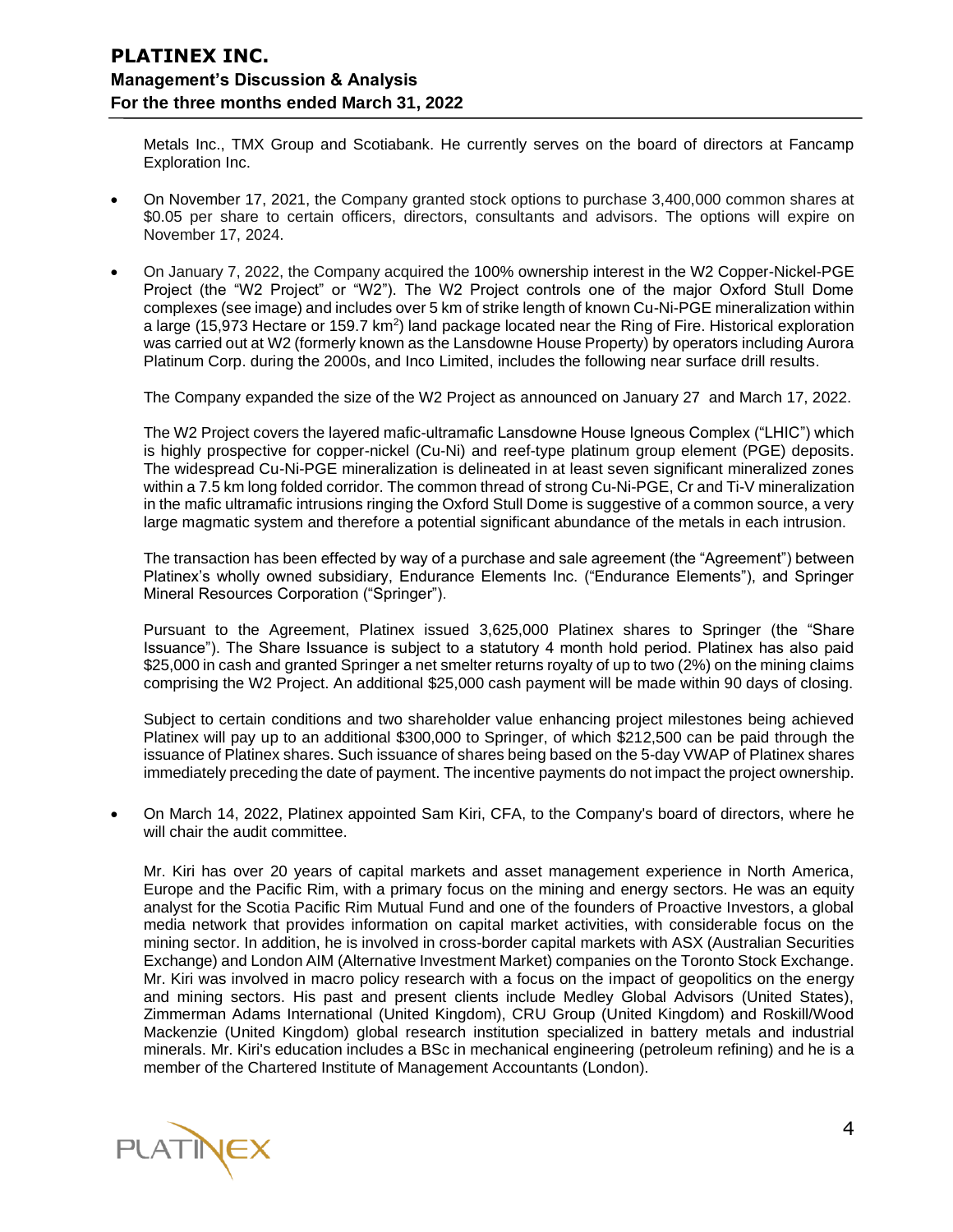Metals Inc., TMX Group and Scotiabank. He currently serves on the board of directors at Fancamp Exploration Inc.

- On November 17, 2021, the Company granted stock options to purchase 3,400,000 common shares at $0.05 per share to certain officers, directors, consultants and advisors. The options will expire on November 17, 2024.

- On January 7, 2022, the Company acquired the 100% ownership interest in the W2 Copper-Nickel-PGE Project (the "W2 Project" or "W2"). The W2 Project controls one of the major Oxford Stull Dome complexes (see image) and includes over 5 km of strike length of known Cu-Ni-PGE mineralization within a large (15,973 Hectare or 159.7 km$^2$) land package located near the Ring of Fire. Historical exploration was carried out at W2 (formerly known as the Lansdowne House Property) by operators including Aurora Platinum Corp. during the 2000s, and Inco Limited, includes the following near surface drill results.

  The Company expanded the size of the W2 Project as announced on January 27 and March 17, 2022.

  The W2 Project covers the layered mafic-ultramafic Lansdowne House Igneous Complex ("LHIC") which is highly prospective for copper-nickel (Cu-Ni) and reef-type platinum group element (PGE) deposits. The widespread Cu-Ni-PGE mineralization is delineated in at least seven significant mineralized zones within a 7.5 km long folded corridor. The common thread of strong Cu-Ni-PGE, Cr and Ti-V mineralization in the mafic ultramafic intrusions ringing the Oxford Stull Dome is suggestive of a common source, a very large magmatic system and therefore a potential significant abundance of the metals in each intrusion.

  The transaction has been effected by way of a purchase and sale agreement (the "Agreement") between Platinex's wholly owned subsidiary, Endurance Elements Inc. ("Endurance Elements"), and Springer Mineral Resources Corporation ("Springer").

  Pursuant to the Agreement, Platinex issued 3,625,000 Platinex shares to Springer (the "Share Issuance"). The Share Issuance is subject to a statutory 4 month hold period. Platinex has also paid $25,000 in cash and granted Springer a net smelter returns royalty of up to two (2%) on the mining claims comprising the W2 Project. An additional $25,000 cash payment will be made within 90 days of closing.

  Subject to certain conditions and two shareholder value enhancing project milestones being achieved Platinex will pay up to an additional $300,000 to Springer, of which $212,500 can be paid through the issuance of Platinex shares. Such issuance of shares being based on the 5-day VWAP of Platinex shares immediately preceding the date of payment. The incentive payments do not impact the project ownership.

- On March 14, 2022, Platinex appointed Sam Kiri, CFA, to the Company's board of directors, where he will chair the audit committee.

  Mr. Kiri has over 20 years of capital markets and asset management experience in North America, Europe and the Pacific Rim, with a primary focus on the mining and energy sectors. He was an equity analyst for the Scotia Pacific Rim Mutual Fund and one of the founders of Proactive Investors, a global media network that provides information on capital market activities, with considerable focus on the mining sector. In addition, he is involved in cross-border capital markets with ASX (Australian Securities Exchange) and London AIM (Alternative Investment Market) companies on the Toronto Stock Exchange. Mr. Kiri was involved in macro policy research with a focus on the impact of geopolitics on the energy and mining sectors. His past and present clients include Medley Global Advisors (United States), Zimmerman Adams International (United Kingdom), CRU Group (United Kingdom) and Roskill/Wood Mackenzie (United Kingdom) global research institution specialized in battery metals and industrial minerals. Mr. Kiri's education includes a BSc in mechanical engineering (petroleum refining) and he is a member of the Chartered Institute of Management Accountants (London).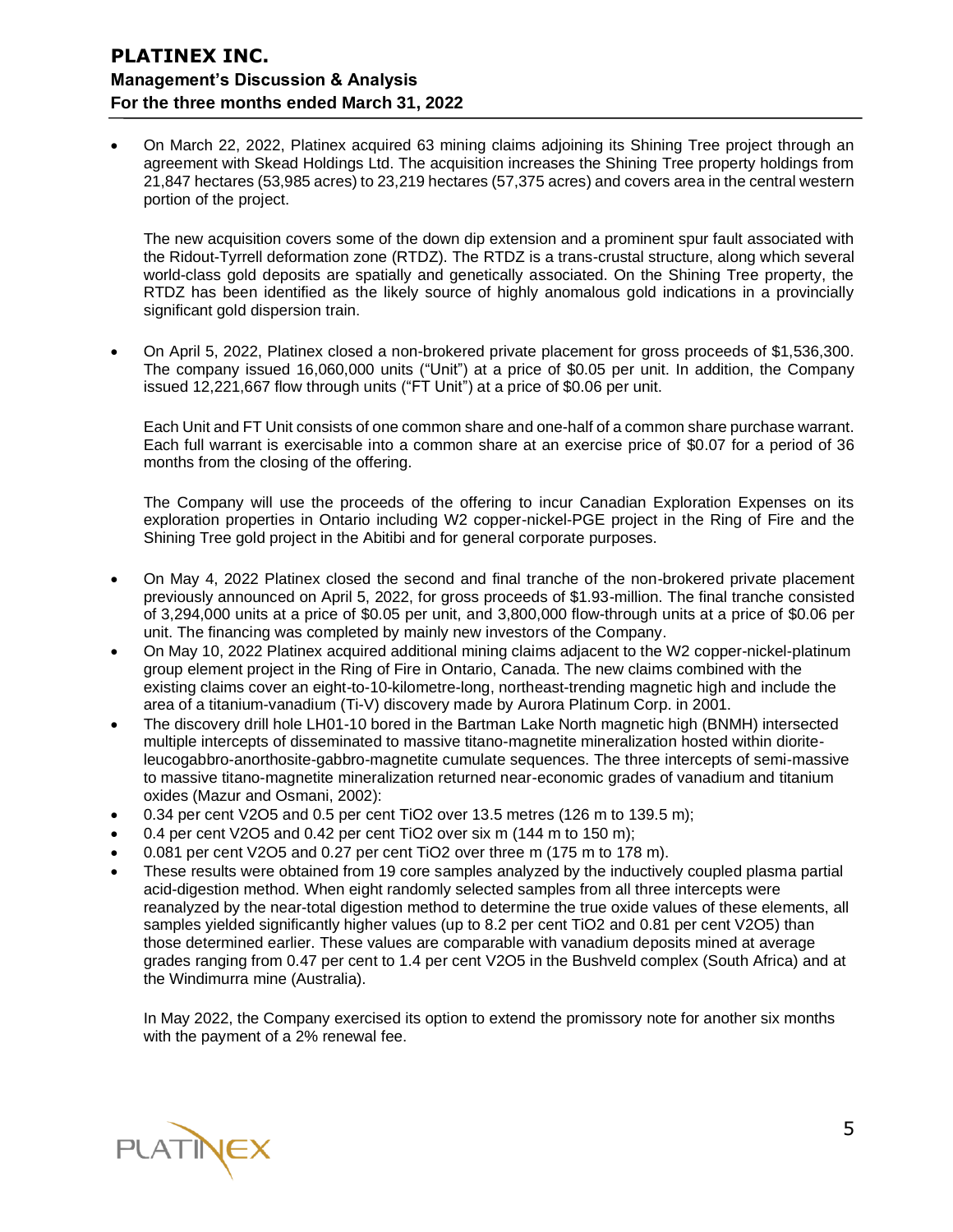- On March 22, 2022, Platinex acquired 63 mining claims adjoining its Shining Tree project through an agreement with Skead Holdings Ltd. The acquisition increases the Shining Tree property holdings from 21,847 hectares (53,985 acres) to 23,219 hectares (57,375 acres) and covers area in the central western portion of the project.

  The new acquisition covers some of the down dip extension and a prominent spur fault associated with the Ridout-Tyrrell deformation zone (RTDZ). The RTDZ is a trans-crustal structure, along which several world-class gold deposits are spatially and genetically associated. On the Shining Tree property, the RTDZ has been identified as the likely source of highly anomalous gold indications in a provincially significant gold dispersion train.

- On April 5, 2022, Platinex closed a non-brokered private placement for gross proceeds of $1,536,300. The company issued 16,060,000 units ("Unit") at a price of $0.05 per unit. In addition, the Company issued 12,221,667 flow through units ("FT Unit") at a price of $0.06 per unit.

  Each Unit and FT Unit consists of one common share and one-half of a common share purchase warrant. Each full warrant is exercisable into a common share at an exercise price of $0.07 for a period of 36 months from the closing of the offering.

  The Company will use the proceeds of the offering to incur Canadian Exploration Expenses on its exploration properties in Ontario including W2 copper-nickel-PGE project in the Ring of Fire and the Shining Tree gold project in the Abitibi and for general corporate purposes.

- On May 4, 2022 Platinex closed the second and final tranche of the non-brokered private placement previously announced on April 5, 2022, for gross proceeds of $1.93-million. The final tranche consisted of 3,294,000 units at a price of $0.05 per unit, and 3,800,000 flow-through units at a price of $0.06 per unit. The financing was completed by mainly new investors of the Company.
- On May 10, 2022 Platinex acquired additional mining claims adjacent to the W2 copper-nickel-platinum group element project in the Ring of Fire in Ontario, Canada. The new claims combined with the existing claims cover an eight-to-10-kilometre-long, northeast-trending magnetic high and include the area of a titanium-vanadium (Ti-V) discovery made by Aurora Platinum Corp. in 2001.
- The discovery drill hole LH01-10 bored in the Bartman Lake North magnetic high (BNMH) intersected multiple intercepts of disseminated to massive titano-magnetite mineralization hosted within diorite-leucogabbro-anorthosite-gabbro-magnetite cumulate sequences. The three intercepts of semi-massive to massive titano-magnetite mineralization returned near-economic grades of vanadium and titanium oxides (Mazur and Osmani, 2002):
- 0.34 per cent $V_2O_5$ and 0.5 per cent $TiO_2$ over 13.5 metres (126 m to 139.5 m);
- 0.4 per cent $V_2O_5$ and 0.42 per cent $TiO_2$ over six m (144 m to 150 m);
- 0.081 per cent $V_2O_5$ and 0.27 per cent $TiO_2$ over three m (175 m to 178 m).
- These results were obtained from 19 core samples analyzed by the inductively coupled plasma partial acid-digestion method. When eight randomly selected samples from all three intercepts were reanalyzed by the near-total digestion method to determine the true oxide values of these elements, all samples yielded significantly higher values (up to 8.2 per cent $TiO_2$ and 0.81 per cent $V_2O_5$) than those determined earlier. These values are comparable with vanadium deposits mined at average grades ranging from 0.47 per cent to 1.4 per cent $V_2O_5$ in the Bushveld complex (South Africa) and at the Windimurra mine (Australia).

  In May 2022, the Company exercised its option to extend the promissory note for another six months with the payment of a 2% renewal fee.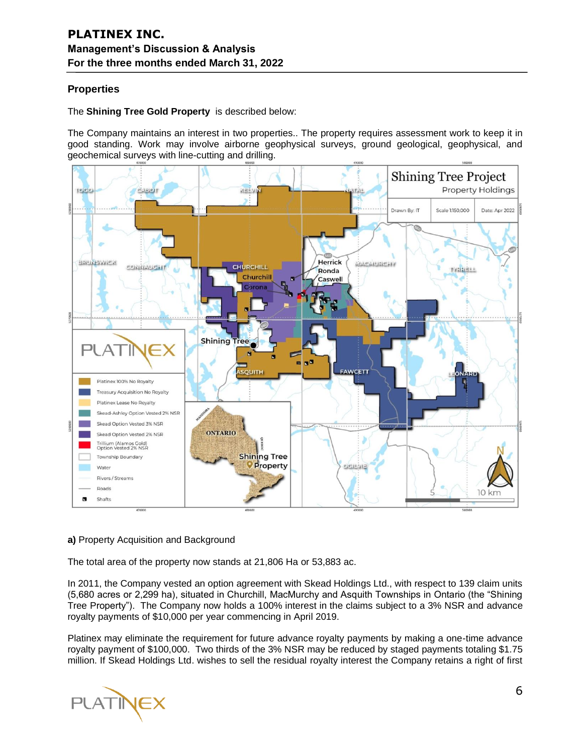## Properties

The **Shining Tree Gold Property** is described below:

The Company maintains an interest in two properties.. The property requires assessment work to keep it in good standing. Work may involve airborne geophysical surveys, ground geological, geophysical, and geochemical surveys with line-cutting and drilling.

**a)** Property Acquisition and Background

The total area of the property now stands at 21,806 Ha or 53,883 ac.

In 2011, the Company vested an option agreement with Skead Holdings Ltd., with respect to 139 claim units (5,680 acres or 2,299 ha), situated in Churchill, MacMurchy and Asquith Townships in Ontario (the "Shining Tree Property"). The Company now holds a 100% interest in the claims subject to a 3% NSR and advance royalty payments of $10,000 per year commencing in April 2019.

Platinex may eliminate the requirement for future advance royalty payments by making a one-time advance royalty payment of $100,000. Two thirds of the 3% NSR may be reduced by staged payments totaling $1.75 million. If Skead Holdings Ltd. wishes to sell the residual royalty interest the Company retains a right of first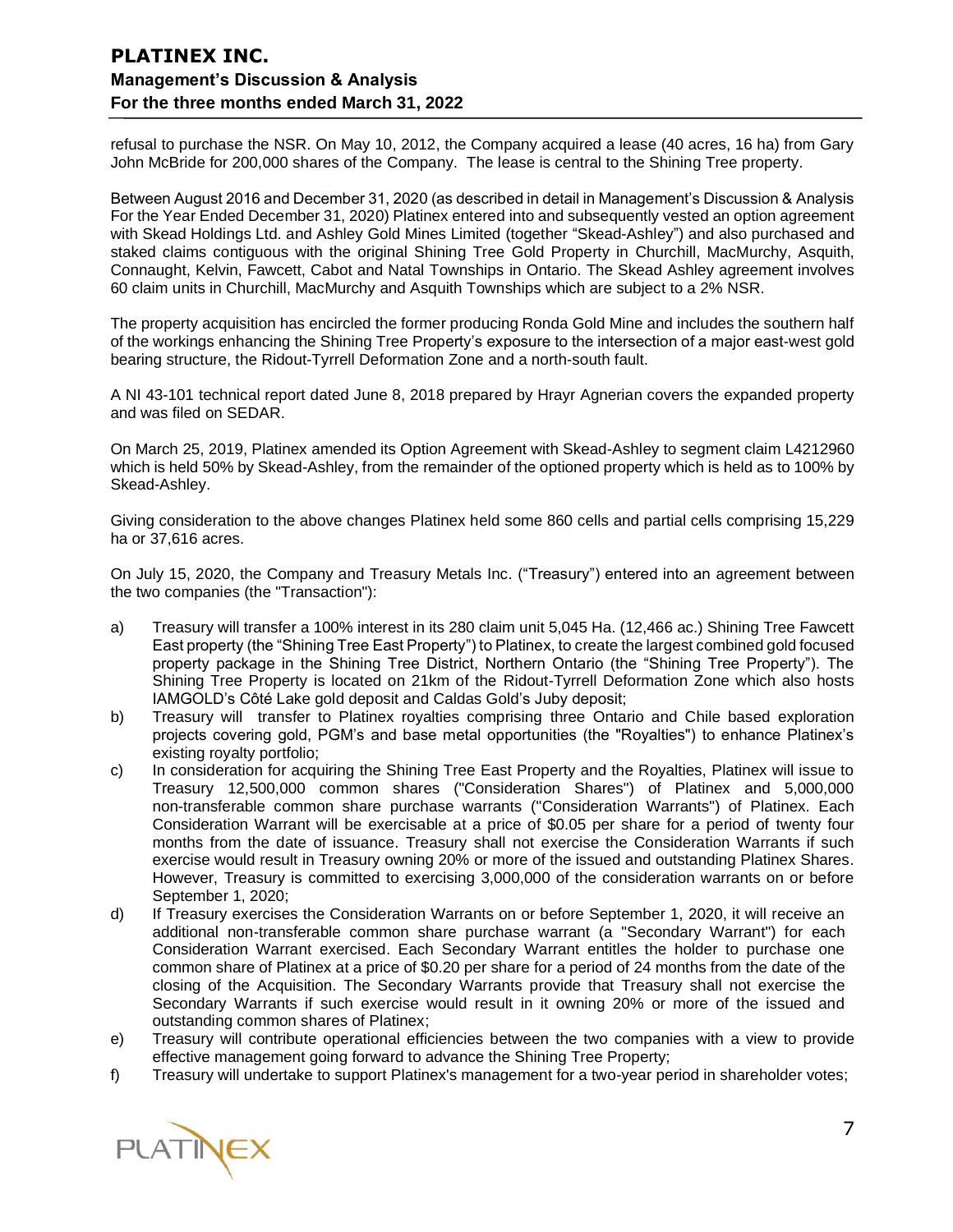refusal to purchase the NSR. On May 10, 2012, the Company acquired a lease (40 acres, 16 ha) from Gary John McBride for 200,000 shares of the Company. The lease is central to the Shining Tree property.

Between August 2016 and December 31, 2020 (as described in detail in Management's Discussion & Analysis For the Year Ended December 31, 2020) Platinex entered into and subsequently vested an option agreement with Skead Holdings Ltd. and Ashley Gold Mines Limited (together "Skead-Ashley") and also purchased and staked claims contiguous with the original Shining Tree Gold Property in Churchill, MacMurchy, Asquith, Connaught, Kelvin, Fawcett, Cabot and Natal Townships in Ontario. The Skead Ashley agreement involves 60 claim units in Churchill, MacMurchy and Asquith Townships which are subject to a 2% NSR.

The property acquisition has encircled the former producing Ronda Gold Mine and includes the southern half of the workings enhancing the Shining Tree Property's exposure to the intersection of a major east-west gold bearing structure, the Ridout-Tyrrell Deformation Zone and a north-south fault.

A NI 43-101 technical report dated June 8, 2018 prepared by Hrayr Agnerian covers the expanded property and was filed on SEDAR.

On March 25, 2019, Platinex amended its Option Agreement with Skead-Ashley to segment claim L4212960 which is held 50% by Skead-Ashley, from the remainder of the optioned property which is held as to 100% by Skead-Ashley.

Giving consideration to the above changes Platinex held some 860 cells and partial cells comprising 15,229 ha or 37,616 acres.

On July 15, 2020, the Company and Treasury Metals Inc. ("Treasury") entered into an agreement between the two companies (the "Transaction"):

a) Treasury will transfer a 100% interest in its 280 claim unit 5,045 Ha. (12,466 ac.) Shining Tree Fawcett East property (the "Shining Tree East Property") to Platinex, to create the largest combined gold focused property package in the Shining Tree District, Northern Ontario (the "Shining Tree Property"). The Shining Tree Property is located on 21km of the Ridout-Tyrrell Deformation Zone which also hosts IAMGOLD's Côté Lake gold deposit and Caldas Gold's Juby deposit;
b) Treasury will transfer to Platinex royalties comprising three Ontario and Chile based exploration projects covering gold, PGM's and base metal opportunities (the "Royalties") to enhance Platinex's existing royalty portfolio;
c) In consideration for acquiring the Shining Tree East Property and the Royalties, Platinex will issue to Treasury 12,500,000 common shares ("Consideration Shares") of Platinex and 5,000,000 non-transferable common share purchase warrants ("Consideration Warrants") of Platinex. Each Consideration Warrant will be exercisable at a price of $0.05 per share for a period of twenty four months from the date of issuance. Treasury shall not exercise the Consideration Warrants if such exercise would result in Treasury owning 20% or more of the issued and outstanding Platinex Shares. However, Treasury is committed to exercising 3,000,000 of the consideration warrants on or before September 1, 2020;
d) If Treasury exercises the Consideration Warrants on or before September 1, 2020, it will receive an additional non-transferable common share purchase warrant (a "Secondary Warrant") for each Consideration Warrant exercised. Each Secondary Warrant entitles the holder to purchase one common share of Platinex at a price of $0.20 per share for a period of 24 months from the date of the closing of the Acquisition. The Secondary Warrants provide that Treasury shall not exercise the Secondary Warrants if such exercise would result in it owning 20% or more of the issued and outstanding common shares of Platinex;
e) Treasury will contribute operational efficiencies between the two companies with a view to provide effective management going forward to advance the Shining Tree Property;
f) Treasury will undertake to support Platinex's management for a two-year period in shareholder votes;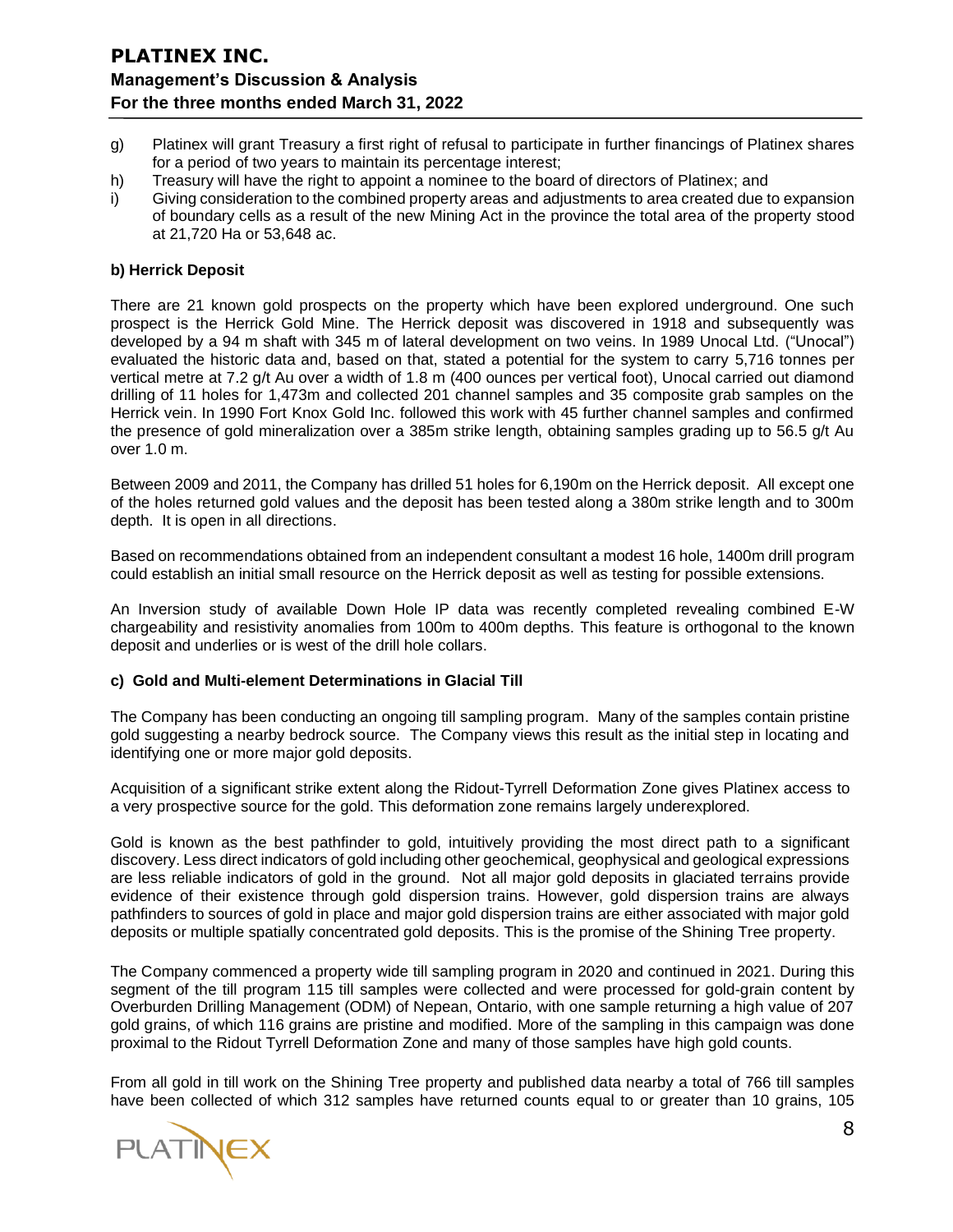g) Platinex will grant Treasury a first right of refusal to participate in further financings of Platinex shares for a period of two years to maintain its percentage interest;
h) Treasury will have the right to appoint a nominee to the board of directors of Platinex; and
i) Giving consideration to the combined property areas and adjustments to area created due to expansion of boundary cells as a result of the new Mining Act in the province the total area of the property stood at 21,720 Ha or 53,648 ac.

**b) Herrick Deposit**

There are 21 known gold prospects on the property which have been explored underground. One such prospect is the Herrick Gold Mine. The Herrick deposit was discovered in 1918 and subsequently was developed by a 94 m shaft with 345 m of lateral development on two veins. In 1989 Unocal Ltd. ("Unocal") evaluated the historic data and, based on that, stated a potential for the system to carry 5,716 tonnes per vertical metre at 7.2 g/t Au over a width of 1.8 m (400 ounces per vertical foot), Unocal carried out diamond drilling of 11 holes for 1,473m and collected 201 channel samples and 35 composite grab samples on the Herrick vein. In 1990 Fort Knox Gold Inc. followed this work with 45 further channel samples and confirmed the presence of gold mineralization over a 385m strike length, obtaining samples grading up to 56.5 g/t Au over 1.0 m.

Between 2009 and 2011, the Company has drilled 51 holes for 6,190m on the Herrick deposit. All except one of the holes returned gold values and the deposit has been tested along a 380m strike length and to 300m depth. It is open in all directions.

Based on recommendations obtained from an independent consultant a modest 16 hole, 1400m drill program could establish an initial small resource on the Herrick deposit as well as testing for possible extensions.

An Inversion study of available Down Hole IP data was recently completed revealing combined E-W chargeability and resistivity anomalies from 100m to 400m depths. This feature is orthogonal to the known deposit and underlies or is west of the drill hole collars.

**c) Gold and Multi-element Determinations in Glacial Till**

The Company has been conducting an ongoing till sampling program. Many of the samples contain pristine gold suggesting a nearby bedrock source. The Company views this result as the initial step in locating and identifying one or more major gold deposits.

Acquisition of a significant strike extent along the Ridout-Tyrrell Deformation Zone gives Platinex access to a very prospective source for the gold. This deformation zone remains largely underexplored.

Gold is known as the best pathfinder to gold, intuitively providing the most direct path to a significant discovery. Less direct indicators of gold including other geochemical, geophysical and geological expressions are less reliable indicators of gold in the ground. Not all major gold deposits in glaciated terrains provide evidence of their existence through gold dispersion trains. However, gold dispersion trains are always pathfinders to sources of gold in place and major gold dispersion trains are either associated with major gold deposits or multiple spatially concentrated gold deposits. This is the promise of the Shining Tree property.

The Company commenced a property wide till sampling program in 2020 and continued in 2021. During this segment of the till program 115 till samples were collected and were processed for gold-grain content by Overburden Drilling Management (ODM) of Nepean, Ontario, with one sample returning a high value of 207 gold grains, of which 116 grains are pristine and modified. More of the sampling in this campaign was done proximal to the Ridout Tyrrell Deformation Zone and many of those samples have high gold counts.

From all gold in till work on the Shining Tree property and published data nearby a total of 766 till samples have been collected of which 312 samples have returned counts equal to or greater than 10 grains, 105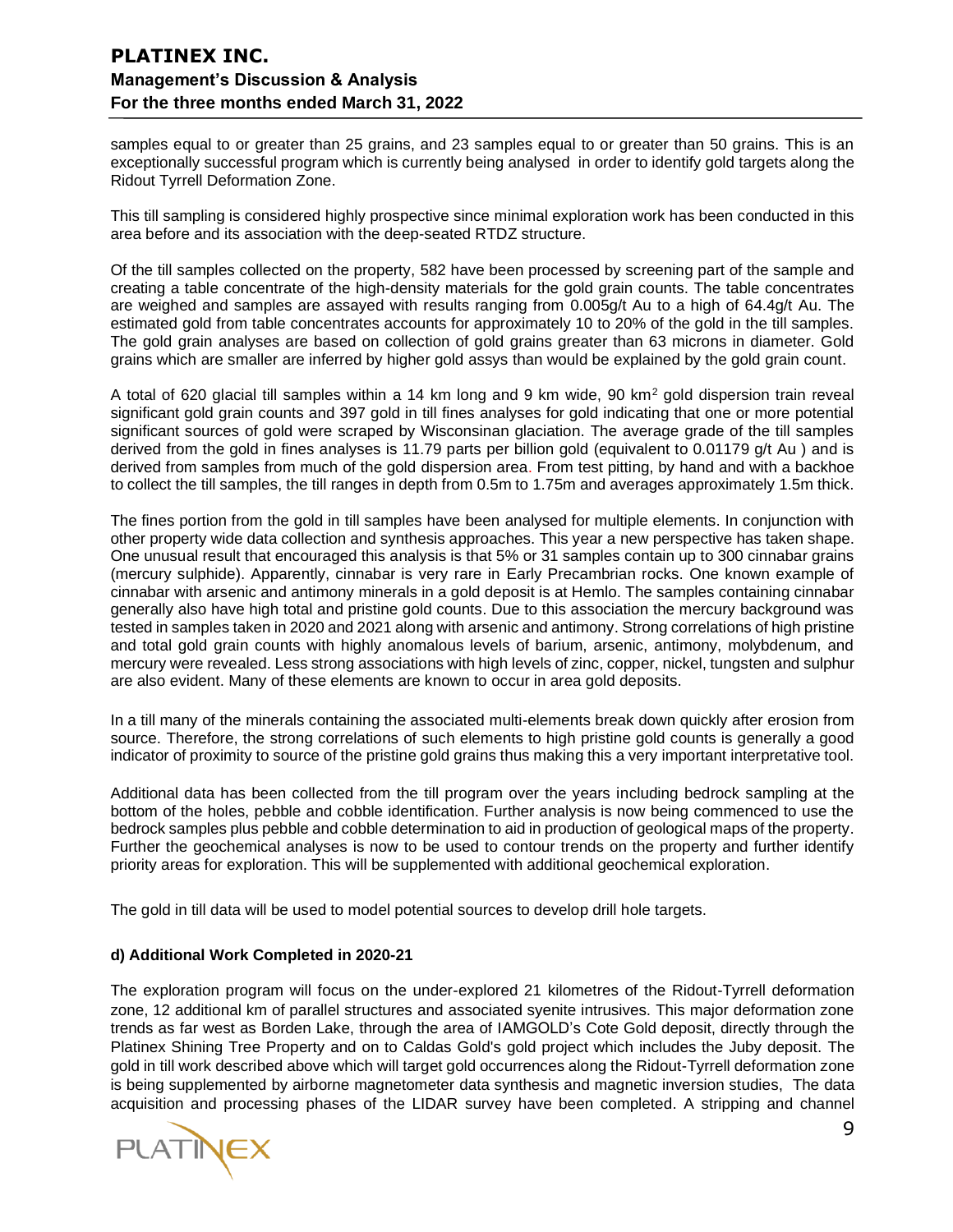samples equal to or greater than 25 grains, and 23 samples equal to or greater than 50 grains. This is an exceptionally successful program which is currently being analysed in order to identify gold targets along the Ridout Tyrrell Deformation Zone.

This till sampling is considered highly prospective since minimal exploration work has been conducted in this area before and its association with the deep-seated RTDZ structure.

Of the till samples collected on the property, 582 have been processed by screening part of the sample and creating a table concentrate of the high-density materials for the gold grain counts. The table concentrates are weighed and samples are assayed with results ranging from 0.005g/t Au to a high of 64.4g/t Au. The estimated gold from table concentrates accounts for approximately 10 to 20% of the gold in the till samples. The gold grain analyses are based on collection of gold grains greater than 63 microns in diameter. Gold grains which are smaller are inferred by higher gold assys than would be explained by the gold grain count.

A total of 620 glacial till samples within a 14 km long and 9 km wide, 90 km$^2$ gold dispersion train reveal significant gold grain counts and 397 gold in till fines analyses for gold indicating that one or more potential significant sources of gold were scraped by Wisconsinan glaciation. The average grade of the till samples derived from the gold in fines analyses is 11.79 parts per billion gold (equivalent to 0.01179 g/t Au ) and is derived from samples from much of the gold dispersion area. From test pitting, by hand and with a backhoe to collect the till samples, the till ranges in depth from 0.5m to 1.75m and averages approximately 1.5m thick.

The fines portion from the gold in till samples have been analysed for multiple elements. In conjunction with other property wide data collection and synthesis approaches. This year a new perspective has taken shape. One unusual result that encouraged this analysis is that 5% or 31 samples contain up to 300 cinnabar grains (mercury sulphide). Apparently, cinnabar is very rare in Early Precambrian rocks. One known example of cinnabar with arsenic and antimony minerals in a gold deposit is at Hemlo. The samples containing cinnabar generally also have high total and pristine gold counts. Due to this association the mercury background was tested in samples taken in 2020 and 2021 along with arsenic and antimony. Strong correlations of high pristine and total gold grain counts with highly anomalous levels of barium, arsenic, antimony, molybdenum, and mercury were revealed. Less strong associations with high levels of zinc, copper, nickel, tungsten and sulphur are also evident. Many of these elements are known to occur in area gold deposits.

In a till many of the minerals containing the associated multi-elements break down quickly after erosion from source. Therefore, the strong correlations of such elements to high pristine gold counts is generally a good indicator of proximity to source of the pristine gold grains thus making this a very important interpretative tool.

Additional data has been collected from the till program over the years including bedrock sampling at the bottom of the holes, pebble and cobble identification. Further analysis is now being commenced to use the bedrock samples plus pebble and cobble determination to aid in production of geological maps of the property. Further the geochemical analyses is now to be used to contour trends on the property and further identify priority areas for exploration. This will be supplemented with additional geochemical exploration.

The gold in till data will be used to model potential sources to develop drill hole targets.

**d) Additional Work Completed in 2020-21**

The exploration program will focus on the under-explored 21 kilometres of the Ridout-Tyrrell deformation zone, 12 additional km of parallel structures and associated syenite intrusives. This major deformation zone trends as far west as Borden Lake, through the area of IAMGOLD's Cote Gold deposit, directly through the Platinex Shining Tree Property and on to Caldas Gold's gold project which includes the Juby deposit. The gold in till work described above which will target gold occurrences along the Ridout-Tyrrell deformation zone is being supplemented by airborne magnetometer data synthesis and magnetic inversion studies, The data acquisition and processing phases of the LIDAR survey have been completed. A stripping and channel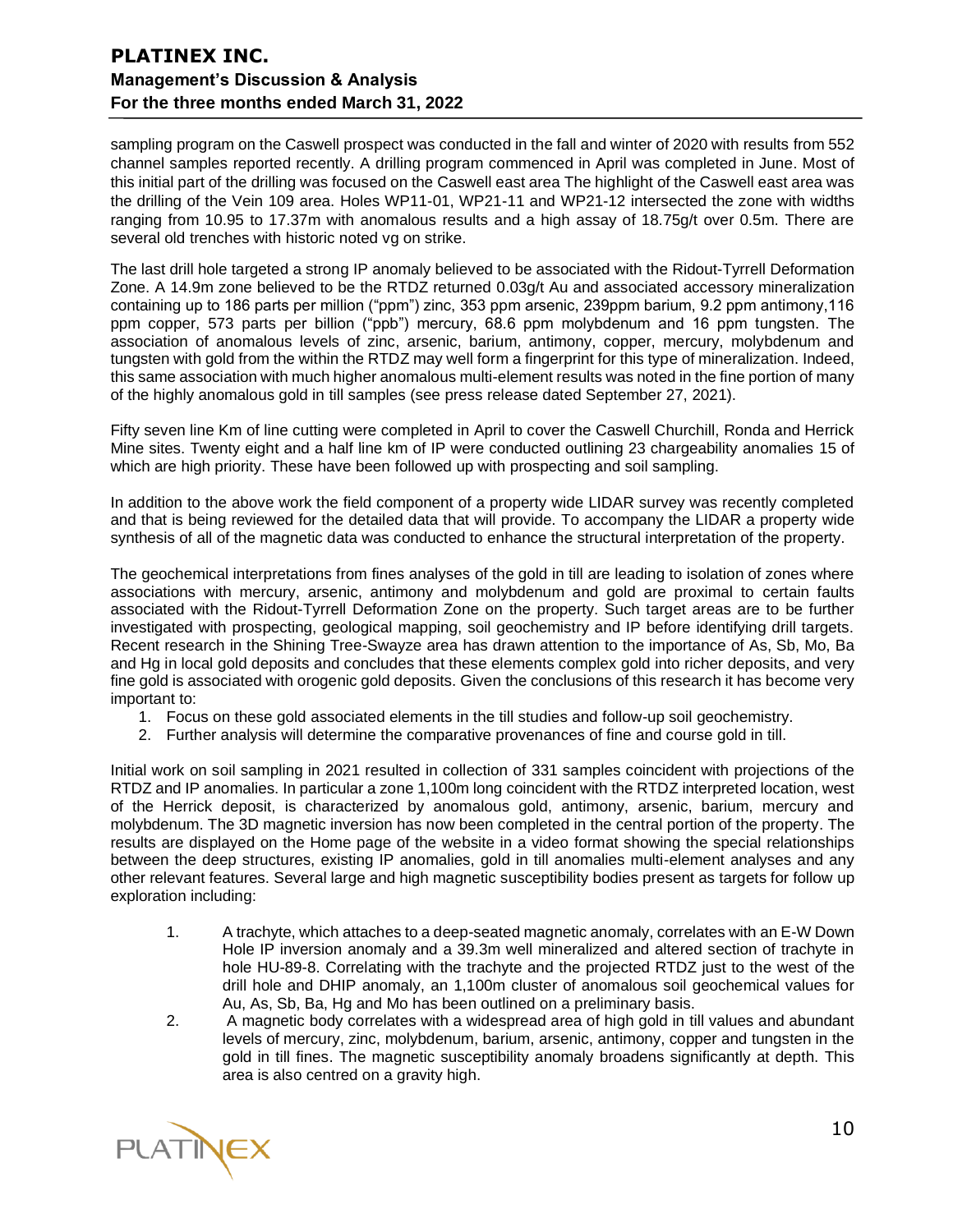sampling program on the Caswell prospect was conducted in the fall and winter of 2020 with results from 552 channel samples reported recently. A drilling program commenced in April was completed in June. Most of this initial part of the drilling was focused on the Caswell east area The highlight of the Caswell east area was the drilling of the Vein 109 area. Holes WP11-01, WP21-11 and WP21-12 intersected the zone with widths ranging from 10.95 to 17.37m with anomalous results and a high assay of 18.75g/t over 0.5m. There are several old trenches with historic noted vg on strike.

The last drill hole targeted a strong IP anomaly believed to be associated with the Ridout-Tyrrell Deformation Zone. A 14.9m zone believed to be the RTDZ returned 0.03g/t Au and associated accessory mineralization containing up to 186 parts per million ("ppm") zinc, 353 ppm arsenic, 239ppm barium, 9.2 ppm antimony,116 ppm copper, 573 parts per billion ("ppb") mercury, 68.6 ppm molybdenum and 16 ppm tungsten. The association of anomalous levels of zinc, arsenic, barium, antimony, copper, mercury, molybdenum and tungsten with gold from the within the RTDZ may well form a fingerprint for this type of mineralization. Indeed, this same association with much higher anomalous multi-element results was noted in the fine portion of many of the highly anomalous gold in till samples (see press release dated September 27, 2021).

Fifty seven line Km of line cutting were completed in April to cover the Caswell Churchill, Ronda and Herrick Mine sites. Twenty eight and a half line km of IP were conducted outlining 23 chargeability anomalies 15 of which are high priority. These have been followed up with prospecting and soil sampling.

In addition to the above work the field component of a property wide LIDAR survey was recently completed and that is being reviewed for the detailed data that will provide. To accompany the LIDAR a property wide synthesis of all of the magnetic data was conducted to enhance the structural interpretation of the property.

The geochemical interpretations from fines analyses of the gold in till are leading to isolation of zones where associations with mercury, arsenic, antimony and molybdenum and gold are proximal to certain faults associated with the Ridout-Tyrrell Deformation Zone on the property. Such target areas are to be further investigated with prospecting, geological mapping, soil geochemistry and IP before identifying drill targets. Recent research in the Shining Tree-Swayze area has drawn attention to the importance of As, Sb, Mo, Ba and Hg in local gold deposits and concludes that these elements complex gold into richer deposits, and very fine gold is associated with orogenic gold deposits. Given the conclusions of this research it has become very important to:

1. Focus on these gold associated elements in the till studies and follow-up soil geochemistry.
2. Further analysis will determine the comparative provenances of fine and course gold in till.

Initial work on soil sampling in 2021 resulted in collection of 331 samples coincident with projections of the RTDZ and IP anomalies. In particular a zone 1,100m long coincident with the RTDZ interpreted location, west of the Herrick deposit, is characterized by anomalous gold, antimony, arsenic, barium, mercury and molybdenum. The 3D magnetic inversion has now been completed in the central portion of the property. The results are displayed on the Home page of the website in a video format showing the special relationships between the deep structures, existing IP anomalies, gold in till anomalies multi-element analyses and any other relevant features. Several large and high magnetic susceptibility bodies present as targets for follow up exploration including:

1. A trachyte, which attaches to a deep-seated magnetic anomaly, correlates with an E-W Down Hole IP inversion anomaly and a 39.3m well mineralized and altered section of trachyte in hole HU-89-8. Correlating with the trachyte and the projected RTDZ just to the west of the drill hole and DHIP anomaly, an 1,100m cluster of anomalous soil geochemical values for Au, As, Sb, Ba, Hg and Mo has been outlined on a preliminary basis.
2. A magnetic body correlates with a widespread area of high gold in till values and abundant levels of mercury, zinc, molybdenum, barium, arsenic, antimony, copper and tungsten in the gold in till fines. The magnetic susceptibility anomaly broadens significantly at depth. This area is also centred on a gravity high.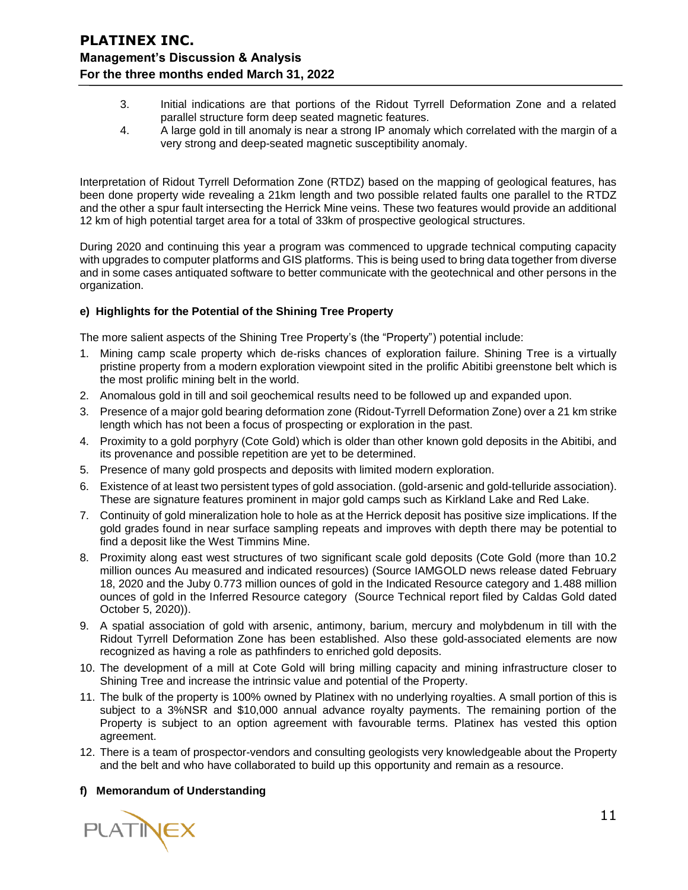3. Initial indications are that portions of the Ridout Tyrrell Deformation Zone and a related parallel structure form deep seated magnetic features.
4. A large gold in till anomaly is near a strong IP anomaly which correlated with the margin of a very strong and deep-seated magnetic susceptibility anomaly.

Interpretation of Ridout Tyrrell Deformation Zone (RTDZ) based on the mapping of geological features, has been done property wide revealing a 21km length and two possible related faults one parallel to the RTDZ and the other a spur fault intersecting the Herrick Mine veins. These two features would provide an additional 12 km of high potential target area for a total of 33km of prospective geological structures.

During 2020 and continuing this year a program was commenced to upgrade technical computing capacity with upgrades to computer platforms and GIS platforms. This is being used to bring data together from diverse and in some cases antiquated software to better communicate with the geotechnical and other persons in the organization.

**e) Highlights for the Potential of the Shining Tree Property**

The more salient aspects of the Shining Tree Property's (the "Property") potential include:

1. Mining camp scale property which de-risks chances of exploration failure. Shining Tree is a virtually pristine property from a modern exploration viewpoint sited in the prolific Abitibi greenstone belt which is the most prolific mining belt in the world.
2. Anomalous gold in till and soil geochemical results need to be followed up and expanded upon.
3. Presence of a major gold bearing deformation zone (Ridout-Tyrrell Deformation Zone) over a 21 km strike length which has not been a focus of prospecting or exploration in the past.
4. Proximity to a gold porphyry (Cote Gold) which is older than other known gold deposits in the Abitibi, and its provenance and possible repetition are yet to be determined.
5. Presence of many gold prospects and deposits with limited modern exploration.
6. Existence of at least two persistent types of gold association. (gold-arsenic and gold-telluride association). These are signature features prominent in major gold camps such as Kirkland Lake and Red Lake.
7. Continuity of gold mineralization hole to hole as at the Herrick deposit has positive size implications. If the gold grades found in near surface sampling repeats and improves with depth there may be potential to find a deposit like the West Timmins Mine.
8. Proximity along east west structures of two significant scale gold deposits (Cote Gold (more than 10.2 million ounces Au measured and indicated resources) (Source IAMGOLD news release dated February 18, 2020 and the Juby 0.773 million ounces of gold in the Indicated Resource category and 1.488 million ounces of gold in the Inferred Resource category (Source Technical report filed by Caldas Gold dated October 5, 2020)).
9. A spatial association of gold with arsenic, antimony, barium, mercury and molybdenum in till with the Ridout Tyrrell Deformation Zone has been established. Also these gold-associated elements are now recognized as having a role as pathfinders to enriched gold deposits.
10. The development of a mill at Cote Gold will bring milling capacity and mining infrastructure closer to Shining Tree and increase the intrinsic value and potential of the Property.
11. The bulk of the property is 100% owned by Platinex with no underlying royalties. A small portion of this is subject to a 3%NSR and $10,000 annual advance royalty payments. The remaining portion of the Property is subject to an option agreement with favourable terms. Platinex has vested this option agreement.
12. There is a team of prospector-vendors and consulting geologists very knowledgeable about the Property and the belt and who have collaborated to build up this opportunity and remain as a resource.

**f) Memorandum of Understanding**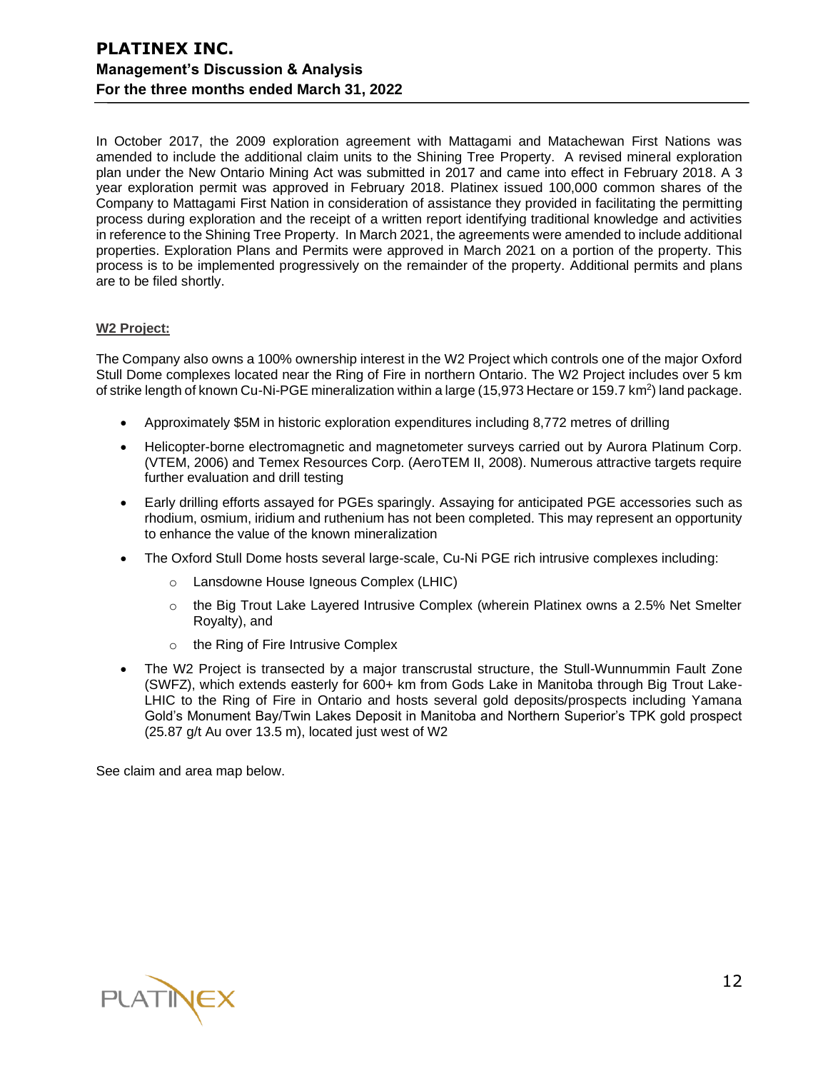In October 2017, the 2009 exploration agreement with Mattagami and Matachewan First Nations was amended to include the additional claim units to the Shining Tree Property. A revised mineral exploration plan under the New Ontario Mining Act was submitted in 2017 and came into effect in February 2018. A 3 year exploration permit was approved in February 2018. Platinex issued 100,000 common shares of the Company to Mattagami First Nation in consideration of assistance they provided in facilitating the permitting process during exploration and the receipt of a written report identifying traditional knowledge and activities in reference to the Shining Tree Property. In March 2021, the agreements were amended to include additional properties. Exploration Plans and Permits were approved in March 2021 on a portion of the property. This process is to be implemented progressively on the remainder of the property. Additional permits and plans are to be filed shortly.

**W2 Project:**

The Company also owns a 100% ownership interest in the W2 Project which controls one of the major Oxford Stull Dome complexes located near the Ring of Fire in northern Ontario. The W2 Project includes over 5 km of strike length of known Cu-Ni-PGE mineralization within a large (15,973 Hectare or 159.7 km$^2$) land package.

- Approximately $5M in historic exploration expenditures including 8,772 metres of drilling
- Helicopter-borne electromagnetic and magnetometer surveys carried out by Aurora Platinum Corp. (VTEM, 2006) and Temex Resources Corp. (AeroTEM II, 2008). Numerous attractive targets require further evaluation and drill testing
- Early drilling efforts assayed for PGEs sparingly. Assaying for anticipated PGE accessories such as rhodium, osmium, iridium and ruthenium has not been completed. This may represent an opportunity to enhance the value of the known mineralization
- The Oxford Stull Dome hosts several large-scale, Cu-Ni PGE rich intrusive complexes including:
  - Lansdowne House Igneous Complex (LHIC)
  - the Big Trout Lake Layered Intrusive Complex (wherein Platinex owns a 2.5% Net Smelter Royalty), and
  - the Ring of Fire Intrusive Complex
- The W2 Project is transected by a major transcrustal structure, the Stull-Wunnummin Fault Zone (SWFZ), which extends easterly for 600+ km from Gods Lake in Manitoba through Big Trout Lake-LHIC to the Ring of Fire in Ontario and hosts several gold deposits/prospects including Yamana Gold's Monument Bay/Twin Lakes Deposit in Manitoba and Northern Superior's TPK gold prospect (25.87 g/t Au over 13.5 m), located just west of W2

See claim and area map below.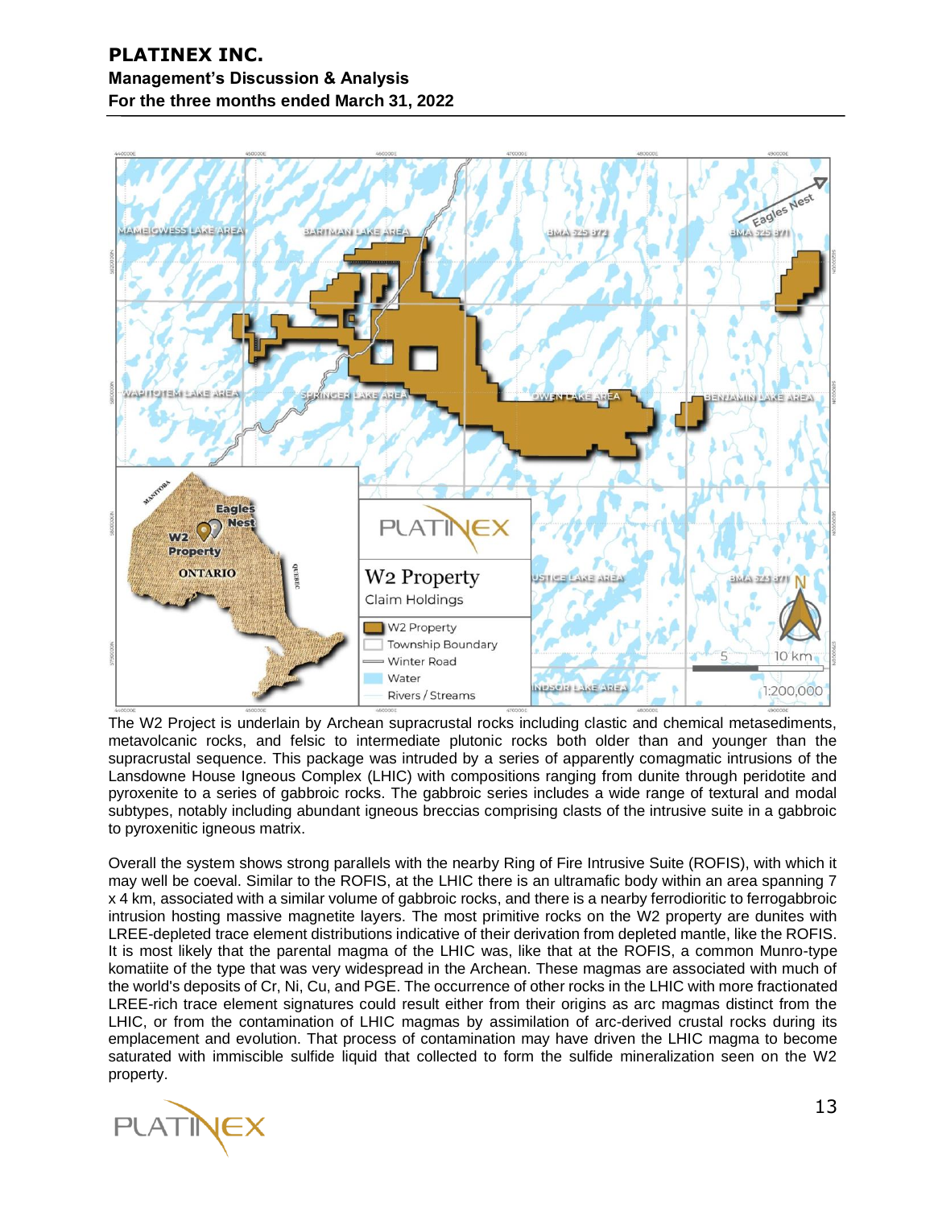The W2 Project is underlain by Archean supracrustal rocks including clastic and chemical metasediments, metavolcanic rocks, and felsic to intermediate plutonic rocks both older than and younger than the supracrustal sequence. This package was intruded by a series of apparently comagmatic intrusions of the Lansdowne House Igneous Complex (LHIC) with compositions ranging from dunite through peridotite and pyroxenite to a series of gabbroic rocks. The gabbroic series includes a wide range of textural and modal subtypes, notably including abundant igneous breccias comprising clasts of the intrusive suite in a gabbroic to pyroxenitic igneous matrix.

Overall the system shows strong parallels with the nearby Ring of Fire Intrusive Suite (ROFIS), with which it may well be coeval. Similar to the ROFIS, at the LHIC there is an ultramafic body within an area spanning 7 x 4 km, associated with a similar volume of gabbroic rocks, and there is a nearby ferrodioritic to ferrogabbroic intrusion hosting massive magnetite layers. The most primitive rocks on the W2 property are dunites with LREE-depleted trace element distributions indicative of their derivation from depleted mantle, like the ROFIS. It is most likely that the parental magma of the LHIC was, like that at the ROFIS, a common Munro-type komatiite of the type that was very widespread in the Archean. These magmas are associated with much of the world's deposits of Cr, Ni, Cu, and PGE. The occurrence of other rocks in the LHIC with more fractionated LREE-rich trace element signatures could result either from their origins as arc magmas distinct from the LHIC, or from the contamination of LHIC magmas by assimilation of arc-derived crustal rocks during its emplacement and evolution. That process of contamination may have driven the LHIC magma to become saturated with immiscible sulfide liquid that collected to form the sulfide mineralization seen on the W2 property.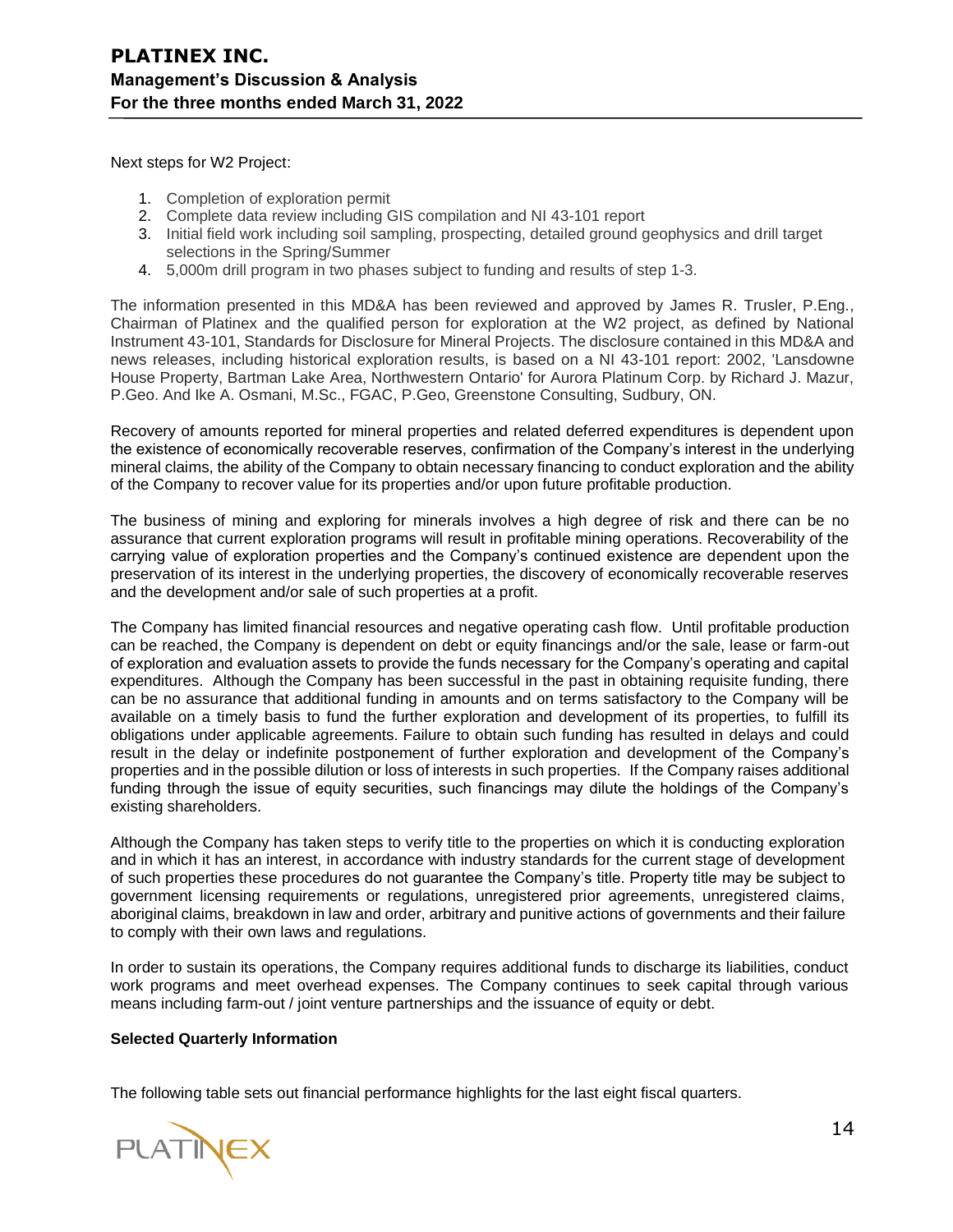Next steps for W2 Project:

1. Completion of exploration permit
2. Complete data review including GIS compilation and NI 43-101 report
3. Initial field work including soil sampling, prospecting, detailed ground geophysics and drill target selections in the Spring/Summer
4. 5,000m drill program in two phases subject to funding and results of step 1-3.

The information presented in this MD&A has been reviewed and approved by James R. Trusler, P.Eng., Chairman of Platinex and the qualified person for exploration at the W2 project, as defined by National Instrument 43-101, Standards for Disclosure for Mineral Projects. The disclosure contained in this MD&A and news releases, including historical exploration results, is based on a NI 43-101 report: 2002, 'Lansdowne House Property, Bartman Lake Area, Northwestern Ontario' for Aurora Platinum Corp. by Richard J. Mazur, P.Geo. And Ike A. Osmani, M.Sc., FGAC, P.Geo, Greenstone Consulting, Sudbury, ON.

Recovery of amounts reported for mineral properties and related deferred expenditures is dependent upon the existence of economically recoverable reserves, confirmation of the Company's interest in the underlying mineral claims, the ability of the Company to obtain necessary financing to conduct exploration and the ability of the Company to recover value for its properties and/or upon future profitable production.

The business of mining and exploring for minerals involves a high degree of risk and there can be no assurance that current exploration programs will result in profitable mining operations. Recoverability of the carrying value of exploration properties and the Company's continued existence are dependent upon the preservation of its interest in the underlying properties, the discovery of economically recoverable reserves and the development and/or sale of such properties at a profit.

The Company has limited financial resources and negative operating cash flow. Until profitable production can be reached, the Company is dependent on debt or equity financings and/or the sale, lease or farm-out of exploration and evaluation assets to provide the funds necessary for the Company's operating and capital expenditures. Although the Company has been successful in the past in obtaining requisite funding, there can be no assurance that additional funding in amounts and on terms satisfactory to the Company will be available on a timely basis to fund the further exploration and development of its properties, to fulfill its obligations under applicable agreements. Failure to obtain such funding has resulted in delays and could result in the delay or indefinite postponement of further exploration and development of the Company's properties and in the possible dilution or loss of interests in such properties. If the Company raises additional funding through the issue of equity securities, such financings may dilute the holdings of the Company's existing shareholders.

Although the Company has taken steps to verify title to the properties on which it is conducting exploration and in which it has an interest, in accordance with industry standards for the current stage of development of such properties these procedures do not guarantee the Company's title. Property title may be subject to government licensing requirements or regulations, unregistered prior agreements, unregistered claims, aboriginal claims, breakdown in law and order, arbitrary and punitive actions of governments and their failure to comply with their own laws and regulations.

In order to sustain its operations, the Company requires additional funds to discharge its liabilities, conduct work programs and meet overhead expenses. The Company continues to seek capital through various means including farm-out / joint venture partnerships and the issuance of equity or debt.

**Selected Quarterly Information**

The following table sets out financial performance highlights for the last eight fiscal quarters.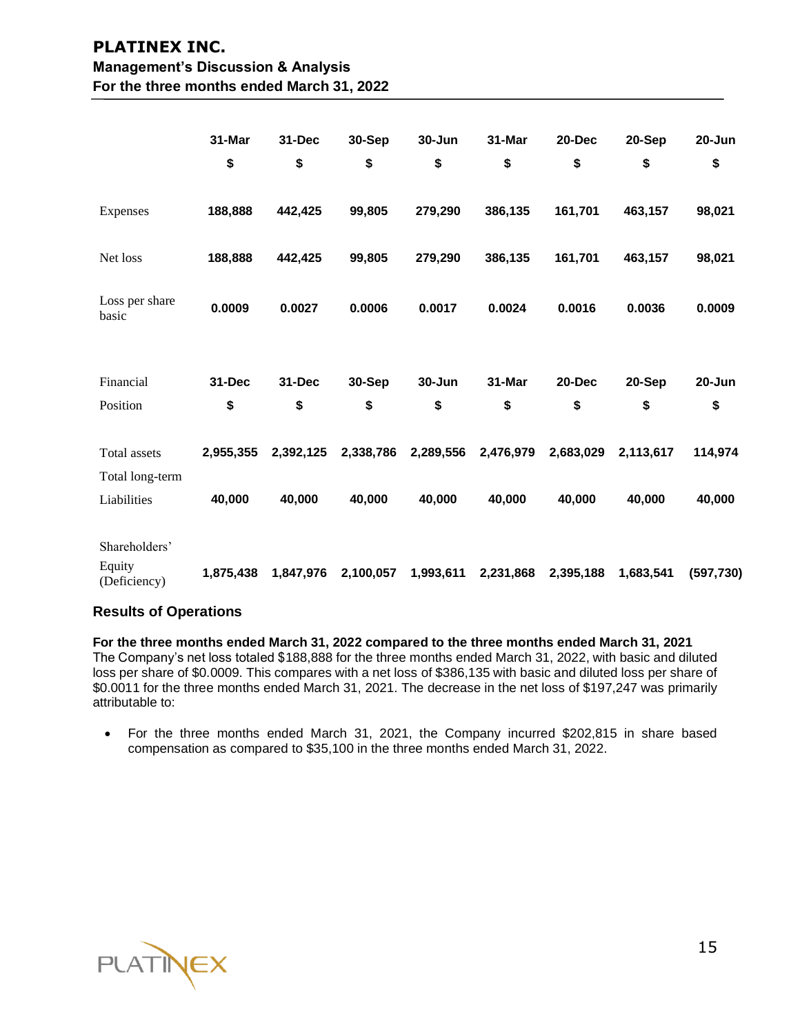|  | 31-Mar | 31-Dec | 30-Sep | 30-Jun | 31-Mar | 20-Dec | 20-Sep | 20-Jun |
|---|---|---|---|---|---|---|---|---|
|  | $ | $ | $ | $ | $ | $ | $ | $ |
| Expenses | **188,888** | **442,425** | **99,805** | **279,290** | **386,135** | **161,701** | **463,157** | **98,021** |
| Net loss | **188,888** | **442,425** | **99,805** | **279,290** | **386,135** | **161,701** | **463,157** | **98,021** |
| Loss per share basic | **0.0009** | **0.0027** | **0.0006** | **0.0017** | **0.0024** | **0.0016** | **0.0036** | **0.0009** |

| Financial Position | 31-Dec | 31-Dec | 30-Sep | 30-Jun | 31-Mar | 20-Dec | 20-Sep | 20-Jun |
|---|---|---|---|---|---|---|---|---|
|  | $ | $ | $ | $ | $ | $ | $ | $ |
| Total assets | **2,955,355** | **2,392,125** | **2,338,786** | **2,289,556** | **2,476,979** | **2,683,029** | **2,113,617** | **114,974** |
| Total long-term Liabilities | **40,000** | **40,000** | **40,000** | **40,000** | **40,000** | **40,000** | **40,000** | **40,000** |
| Shareholders' Equity (Deficiency) | **1,875,438** | **1,847,976** | **2,100,057** | **1,993,611** | **2,231,868** | **2,395,188** | **1,683,541** | **(597,730)** |

## Results of Operations

**For the three months ended March 31, 2022 compared to the three months ended March 31, 2021**
The Company's net loss totaled $188,888 for the three months ended March 31, 2022, with basic and diluted loss per share of $0.0009. This compares with a net loss of $386,135 with basic and diluted loss per share of $0.0011 for the three months ended March 31, 2021. The decrease in the net loss of $197,247 was primarily attributable to:

- For the three months ended March 31, 2021, the Company incurred $202,815 in share based compensation as compared to $35,100 in the three months ended March 31, 2022.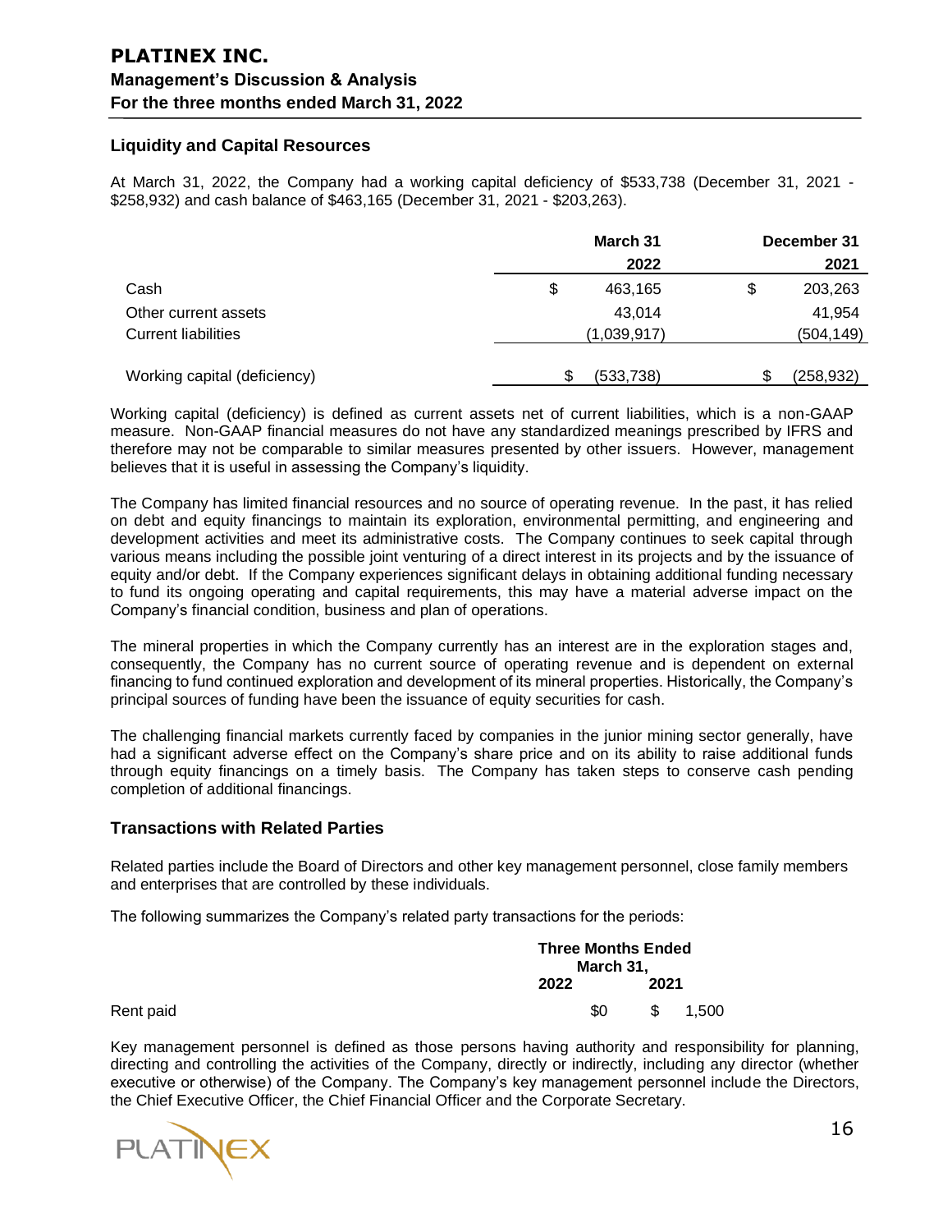## Liquidity and Capital Resources

At March 31, 2022, the Company had a working capital deficiency of $533,738 (December 31, 2021 - $258,932) and cash balance of $463,165 (December 31, 2021 - $203,263).

| | March 31 2022 | December 31 2021 |
|---|---|---|
| Cash | $ 463,165 | $ 203,263 |
| Other current assets | 43,014 | 41,954 |
| Current liabilities | (1,039,917) | (504,149) |
| Working capital (deficiency) | $ (533,738) | $ (258,932) |

Working capital (deficiency) is defined as current assets net of current liabilities, which is a non-GAAP measure. Non-GAAP financial measures do not have any standardized meanings prescribed by IFRS and therefore may not be comparable to similar measures presented by other issuers. However, management believes that it is useful in assessing the Company's liquidity.

The Company has limited financial resources and no source of operating revenue. In the past, it has relied on debt and equity financings to maintain its exploration, environmental permitting, and engineering and development activities and meet its administrative costs. The Company continues to seek capital through various means including the possible joint venturing of a direct interest in its projects and by the issuance of equity and/or debt. If the Company experiences significant delays in obtaining additional funding necessary to fund its ongoing operating and capital requirements, this may have a material adverse impact on the Company's financial condition, business and plan of operations.

The mineral properties in which the Company currently has an interest are in the exploration stages and, consequently, the Company has no current source of operating revenue and is dependent on external financing to fund continued exploration and development of its mineral properties. Historically, the Company's principal sources of funding have been the issuance of equity securities for cash.

The challenging financial markets currently faced by companies in the junior mining sector generally, have had a significant adverse effect on the Company's share price and on its ability to raise additional funds through equity financings on a timely basis. The Company has taken steps to conserve cash pending completion of additional financings.

## Transactions with Related Parties

Related parties include the Board of Directors and other key management personnel, close family members and enterprises that are controlled by these individuals.

The following summarizes the Company's related party transactions for the periods:

| | Three Months Ended March 31, 2022 | Three Months Ended March 31, 2021 |
|---|---|---|
| Rent paid | $0 | $ 1,500 |

Key management personnel is defined as those persons having authority and responsibility for planning, directing and controlling the activities of the Company, directly or indirectly, including any director (whether executive or otherwise) of the Company. The Company's key management personnel include the Directors, the Chief Executive Officer, the Chief Financial Officer and the Corporate Secretary.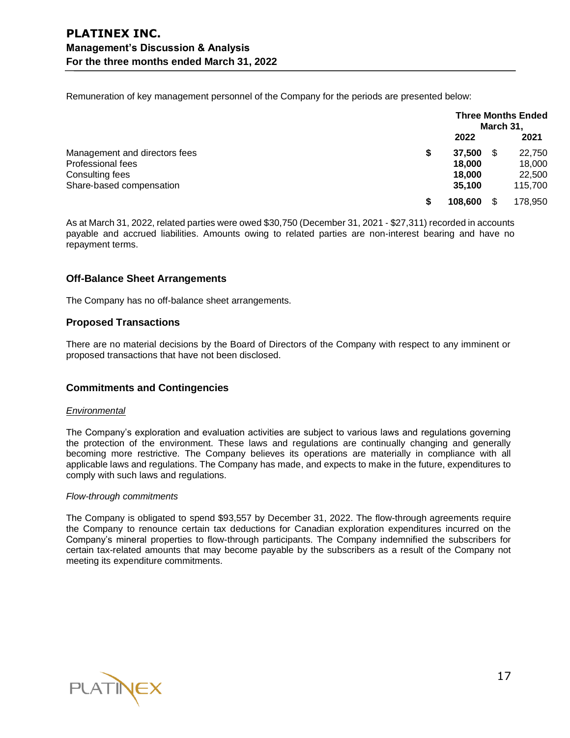Remuneration of key management personnel of the Company for the periods are presented below:

| | Three Months Ended March 31, | |
|---|---|---|
| | **2022** | **2021** |
| Management and directors fees | **$ 37,500** | $ 22,750 |
| Professional fees | **18,000** | 18,000 |
| Consulting fees | **18,000** | 22,500 |
| Share-based compensation | **35,100** | 115,700 |
| | **$ 108,600** | $ 178,950 |

As at March 31, 2022, related parties were owed $30,750 (December 31, 2021 - $27,311) recorded in accounts payable and accrued liabilities. Amounts owing to related parties are non-interest bearing and have no repayment terms.

## Off-Balance Sheet Arrangements

The Company has no off-balance sheet arrangements.

## Proposed Transactions

There are no material decisions by the Board of Directors of the Company with respect to any imminent or proposed transactions that have not been disclosed.

## Commitments and Contingencies

*Environmental*

The Company's exploration and evaluation activities are subject to various laws and regulations governing the protection of the environment. These laws and regulations are continually changing and generally becoming more restrictive. The Company believes its operations are materially in compliance with all applicable laws and regulations. The Company has made, and expects to make in the future, expenditures to comply with such laws and regulations.

*Flow-through commitments*

The Company is obligated to spend $93,557 by December 31, 2022. The flow-through agreements require the Company to renounce certain tax deductions for Canadian exploration expenditures incurred on the Company's mineral properties to flow-through participants. The Company indemnified the subscribers for certain tax-related amounts that may become payable by the subscribers as a result of the Company not meeting its expenditure commitments.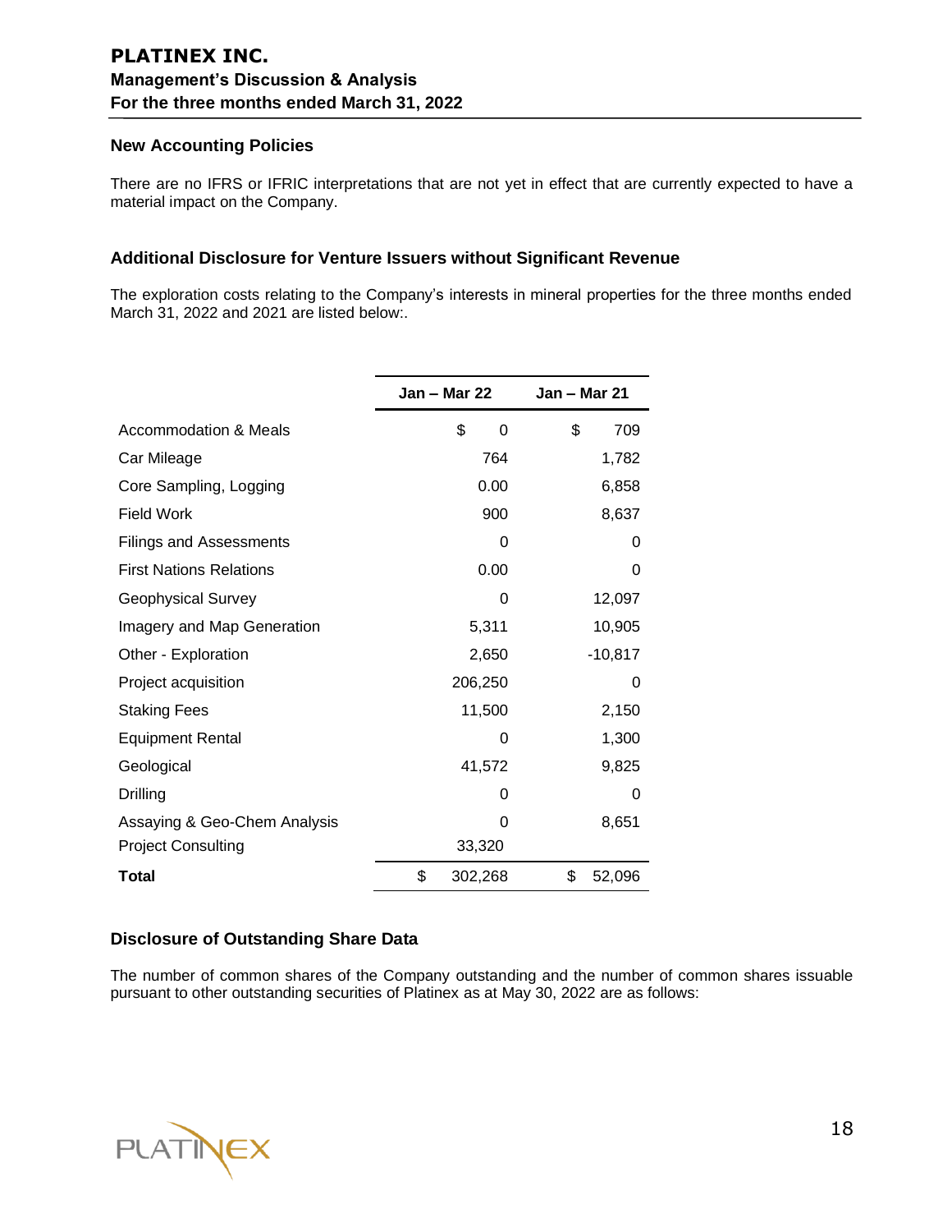### New Accounting Policies

There are no IFRS or IFRIC interpretations that are not yet in effect that are currently expected to have a material impact on the Company.

### Additional Disclosure for Venture Issuers without Significant Revenue

The exploration costs relating to the Company's interests in mineral properties for the three months ended March 31, 2022 and 2021 are listed below:.

| | Jan – Mar 22 | Jan – Mar 21 |
|---|---|---|
| Accommodation & Meals | $ 0 | $ 709 |
| Car Mileage | 764 | 1,782 |
| Core Sampling, Logging | 0.00 | 6,858 |
| Field Work | 900 | 8,637 |
| Filings and Assessments | 0 | 0 |
| First Nations Relations | 0.00 | 0 |
| Geophysical Survey | 0 | 12,097 |
| Imagery and Map Generation | 5,311 | 10,905 |
| Other - Exploration | 2,650 | -10,817 |
| Project acquisition | 206,250 | 0 |
| Staking Fees | 11,500 | 2,150 |
| Equipment Rental | 0 | 1,300 |
| Geological | 41,572 | 9,825 |
| Drilling | 0 | 0 |
| Assaying & Geo-Chem Analysis | 0 | 8,651 |
| Project Consulting | 33,320 | |
| **Total** | $ 302,268 | $ 52,096 |

### Disclosure of Outstanding Share Data

The number of common shares of the Company outstanding and the number of common shares issuable pursuant to other outstanding securities of Platinex as at May 30, 2022 are as follows: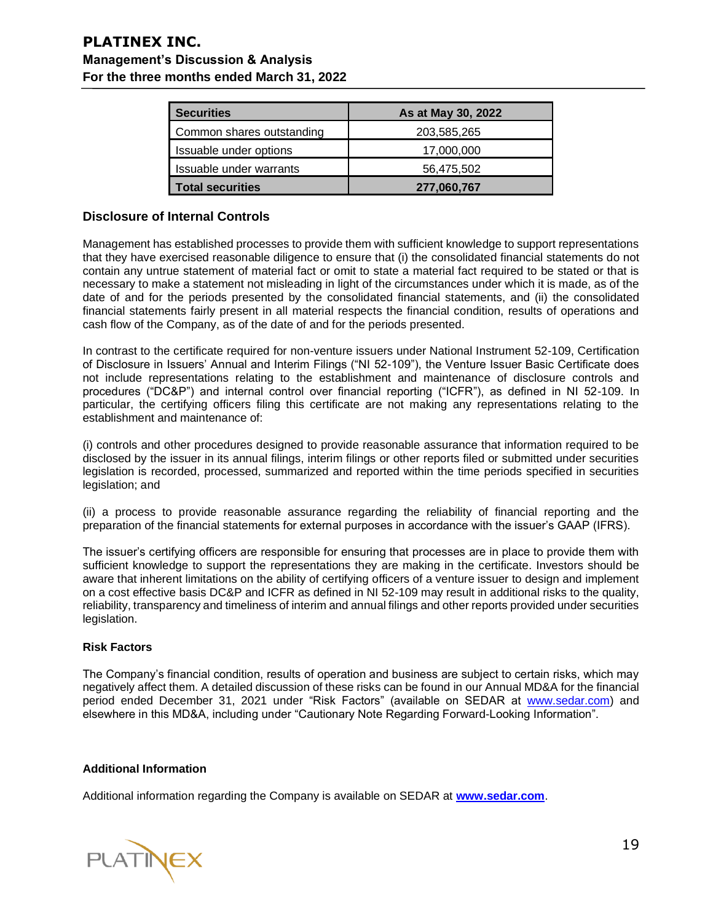| Securities | As at May 30, 2022 |
| --- | --- |
| Common shares outstanding | 203,585,265 |
| Issuable under options | 17,000,000 |
| Issuable under warrants | 56,475,502 |
| **Total securities** | **277,060,767** |

## Disclosure of Internal Controls

Management has established processes to provide them with sufficient knowledge to support representations that they have exercised reasonable diligence to ensure that (i) the consolidated financial statements do not contain any untrue statement of material fact or omit to state a material fact required to be stated or that is necessary to make a statement not misleading in light of the circumstances under which it is made, as of the date of and for the periods presented by the consolidated financial statements, and (ii) the consolidated financial statements fairly present in all material respects the financial condition, results of operations and cash flow of the Company, as of the date of and for the periods presented.

In contrast to the certificate required for non-venture issuers under National Instrument 52-109, Certification of Disclosure in Issuers' Annual and Interim Filings ("NI 52-109"), the Venture Issuer Basic Certificate does not include representations relating to the establishment and maintenance of disclosure controls and procedures ("DC&P") and internal control over financial reporting ("ICFR"), as defined in NI 52-109. In particular, the certifying officers filing this certificate are not making any representations relating to the establishment and maintenance of:

(i) controls and other procedures designed to provide reasonable assurance that information required to be disclosed by the issuer in its annual filings, interim filings or other reports filed or submitted under securities legislation is recorded, processed, summarized and reported within the time periods specified in securities legislation; and

(ii) a process to provide reasonable assurance regarding the reliability of financial reporting and the preparation of the financial statements for external purposes in accordance with the issuer's GAAP (IFRS).

The issuer's certifying officers are responsible for ensuring that processes are in place to provide them with sufficient knowledge to support the representations they are making in the certificate. Investors should be aware that inherent limitations on the ability of certifying officers of a venture issuer to design and implement on a cost effective basis DC&P and ICFR as defined in NI 52-109 may result in additional risks to the quality, reliability, transparency and timeliness of interim and annual filings and other reports provided under securities legislation.

### Risk Factors

The Company's financial condition, results of operation and business are subject to certain risks, which may negatively affect them. A detailed discussion of these risks can be found in our Annual MD&A for the financial period ended December 31, 2021 under "Risk Factors" (available on SEDAR at www.sedar.com) and elsewhere in this MD&A, including under "Cautionary Note Regarding Forward-Looking Information".

### Additional Information

Additional information regarding the Company is available on SEDAR at **www.sedar.com**.